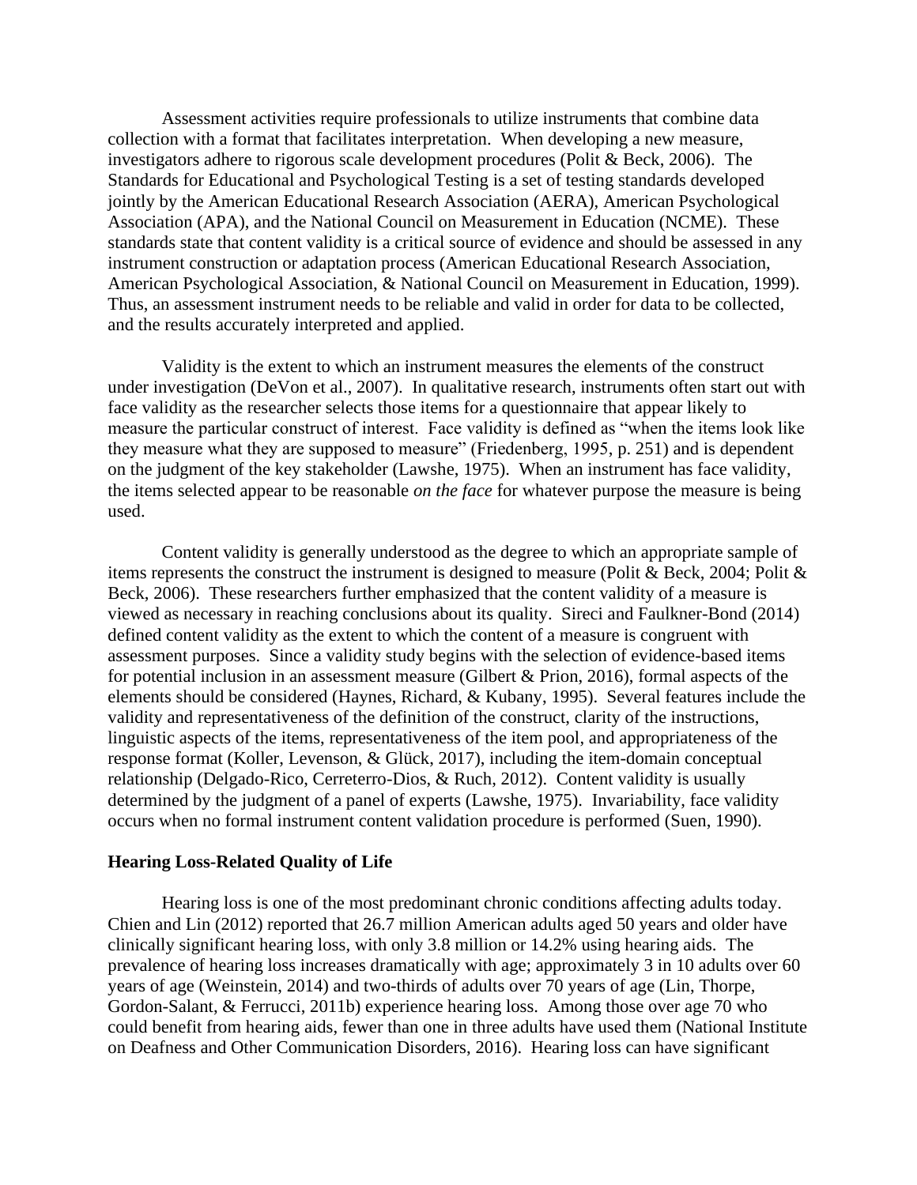Assessment activities require professionals to utilize instruments that combine data collection with a format that facilitates interpretation. When developing a new measure, investigators adhere to rigorous scale development procedures (Polit & Beck, 2006). The Standards for Educational and Psychological Testing is a set of testing standards developed jointly by the American Educational Research Association (AERA), American Psychological Association (APA), and the National Council on Measurement in Education (NCME). These standards state that content validity is a critical source of evidence and should be assessed in any instrument construction or adaptation process (American Educational Research Association, American Psychological Association, & National Council on Measurement in Education, 1999). Thus, an assessment instrument needs to be reliable and valid in order for data to be collected, and the results accurately interpreted and applied.

Validity is the extent to which an instrument measures the elements of the construct under investigation (DeVon et al., 2007). In qualitative research, instruments often start out with face validity as the researcher selects those items for a questionnaire that appear likely to measure the particular construct of interest. Face validity is defined as "when the items look like they measure what they are supposed to measure" (Friedenberg, 1995, p. 251) and is dependent on the judgment of the key stakeholder (Lawshe, 1975). When an instrument has face validity, the items selected appear to be reasonable *on the face* for whatever purpose the measure is being used.

Content validity is generally understood as the degree to which an appropriate sample of items represents the construct the instrument is designed to measure (Polit & Beck, 2004; Polit & Beck, 2006). These researchers further emphasized that the content validity of a measure is viewed as necessary in reaching conclusions about its quality. Sireci and Faulkner-Bond (2014) defined content validity as the extent to which the content of a measure is congruent with assessment purposes. Since a validity study begins with the selection of evidence-based items for potential inclusion in an assessment measure (Gilbert & Prion, 2016), formal aspects of the elements should be considered (Haynes, Richard, & Kubany, 1995). Several features include the validity and representativeness of the definition of the construct, clarity of the instructions, linguistic aspects of the items, representativeness of the item pool, and appropriateness of the response format (Koller, Levenson, & Glück, 2017), including the item-domain conceptual relationship (Delgado-Rico, Cerreterro-Dios, & Ruch, 2012). Content validity is usually determined by the judgment of a panel of experts (Lawshe, 1975). Invariability, face validity occurs when no formal instrument content validation procedure is performed (Suen, 1990).

## Hearing Loss-Related Quality of Life

Hearing loss is one of the most predominant chronic conditions affecting adults today. Chien and Lin (2012) reported that 26.7 million American adults aged 50 years and older have clinically significant hearing loss, with only 3.8 million or 14.2% using hearing aids. The prevalence of hearing loss increases dramatically with age; approximately 3 in 10 adults over 60 years of age (Weinstein, 2014) and two-thirds of adults over 70 years of age (Lin, Thorpe, Gordon-Salant, & Ferrucci, 2011b) experience hearing loss. Among those over age 70 who could benefit from hearing aids, fewer than one in three adults have used them (National Institute on Deafness and Other Communication Disorders, 2016). Hearing loss can have significant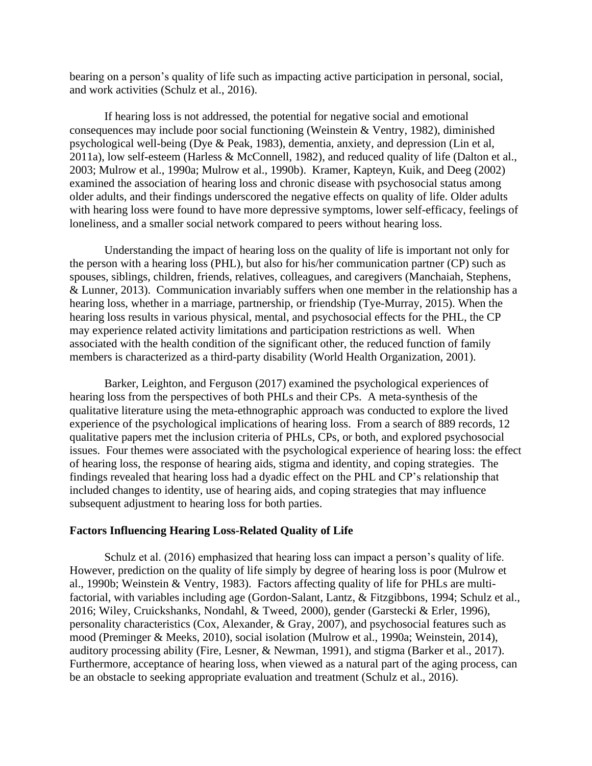bearing on a person's quality of life such as impacting active participation in personal, social, and work activities (Schulz et al., 2016).

If hearing loss is not addressed, the potential for negative social and emotional consequences may include poor social functioning (Weinstein & Ventry, 1982), diminished psychological well-being (Dye & Peak, 1983), dementia, anxiety, and depression (Lin et al, 2011a), low self-esteem (Harless & McConnell, 1982), and reduced quality of life (Dalton et al., 2003; Mulrow et al., 1990a; Mulrow et al., 1990b). Kramer, Kapteyn, Kuik, and Deeg (2002) examined the association of hearing loss and chronic disease with psychosocial status among older adults, and their findings underscored the negative effects on quality of life. Older adults with hearing loss were found to have more depressive symptoms, lower self-efficacy, feelings of loneliness, and a smaller social network compared to peers without hearing loss.

Understanding the impact of hearing loss on the quality of life is important not only for the person with a hearing loss (PHL), but also for his/her communication partner (CP) such as spouses, siblings, children, friends, relatives, colleagues, and caregivers (Manchaiah, Stephens, & Lunner, 2013). Communication invariably suffers when one member in the relationship has a hearing loss, whether in a marriage, partnership, or friendship (Tye-Murray, 2015). When the hearing loss results in various physical, mental, and psychosocial effects for the PHL, the CP may experience related activity limitations and participation restrictions as well. When associated with the health condition of the significant other, the reduced function of family members is characterized as a third-party disability (World Health Organization, 2001).

Barker, Leighton, and Ferguson (2017) examined the psychological experiences of hearing loss from the perspectives of both PHLs and their CPs. A meta-synthesis of the qualitative literature using the meta-ethnographic approach was conducted to explore the lived experience of the psychological implications of hearing loss. From a search of 889 records, 12 qualitative papers met the inclusion criteria of PHLs, CPs, or both, and explored psychosocial issues. Four themes were associated with the psychological experience of hearing loss: the effect of hearing loss, the response of hearing aids, stigma and identity, and coping strategies. The findings revealed that hearing loss had a dyadic effect on the PHL and CP's relationship that included changes to identity, use of hearing aids, and coping strategies that may influence subsequent adjustment to hearing loss for both parties.

**Factors Influencing Hearing Loss-Related Quality of Life**

Schulz et al. (2016) emphasized that hearing loss can impact a person's quality of life. However, prediction on the quality of life simply by degree of hearing loss is poor (Mulrow et al., 1990b; Weinstein & Ventry, 1983). Factors affecting quality of life for PHLs are multi-factorial, with variables including age (Gordon-Salant, Lantz, & Fitzgibbons, 1994; Schulz et al., 2016; Wiley, Cruickshanks, Nondahl, & Tweed, 2000), gender (Garstecki & Erler, 1996), personality characteristics (Cox, Alexander, & Gray, 2007), and psychosocial features such as mood (Preminger & Meeks, 2010), social isolation (Mulrow et al., 1990a; Weinstein, 2014), auditory processing ability (Fire, Lesner, & Newman, 1991), and stigma (Barker et al., 2017). Furthermore, acceptance of hearing loss, when viewed as a natural part of the aging process, can be an obstacle to seeking appropriate evaluation and treatment (Schulz et al., 2016).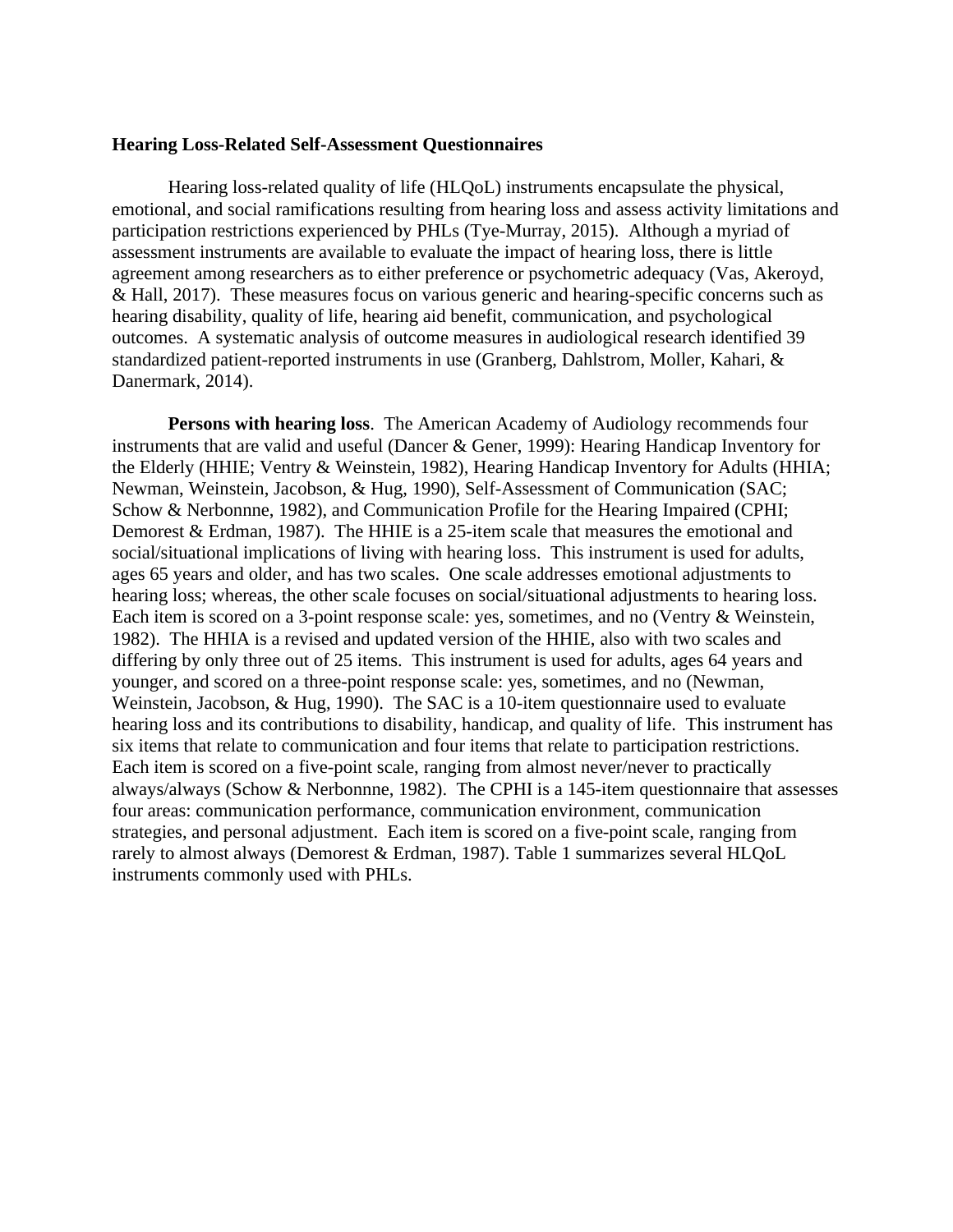**Hearing Loss-Related Self-Assessment Questionnaires**

Hearing loss-related quality of life (HLQoL) instruments encapsulate the physical, emotional, and social ramifications resulting from hearing loss and assess activity limitations and participation restrictions experienced by PHLs (Tye-Murray, 2015). Although a myriad of assessment instruments are available to evaluate the impact of hearing loss, there is little agreement among researchers as to either preference or psychometric adequacy (Vas, Akeroyd, & Hall, 2017). These measures focus on various generic and hearing-specific concerns such as hearing disability, quality of life, hearing aid benefit, communication, and psychological outcomes. A systematic analysis of outcome measures in audiological research identified 39 standardized patient-reported instruments in use (Granberg, Dahlstrom, Moller, Kahari, & Danermark, 2014).

**Persons with hearing loss**. The American Academy of Audiology recommends four instruments that are valid and useful (Dancer & Gener, 1999): Hearing Handicap Inventory for the Elderly (HHIE; Ventry & Weinstein, 1982), Hearing Handicap Inventory for Adults (HHIA; Newman, Weinstein, Jacobson, & Hug, 1990), Self-Assessment of Communication (SAC; Schow & Nerbonnne, 1982), and Communication Profile for the Hearing Impaired (CPHI; Demorest & Erdman, 1987). The HHIE is a 25-item scale that measures the emotional and social/situational implications of living with hearing loss. This instrument is used for adults, ages 65 years and older, and has two scales. One scale addresses emotional adjustments to hearing loss; whereas, the other scale focuses on social/situational adjustments to hearing loss. Each item is scored on a 3-point response scale: yes, sometimes, and no (Ventry & Weinstein, 1982). The HHIA is a revised and updated version of the HHIE, also with two scales and differing by only three out of 25 items. This instrument is used for adults, ages 64 years and younger, and scored on a three-point response scale: yes, sometimes, and no (Newman, Weinstein, Jacobson, & Hug, 1990). The SAC is a 10-item questionnaire used to evaluate hearing loss and its contributions to disability, handicap, and quality of life. This instrument has six items that relate to communication and four items that relate to participation restrictions. Each item is scored on a five-point scale, ranging from almost never/never to practically always/always (Schow & Nerbonnne, 1982). The CPHI is a 145-item questionnaire that assesses four areas: communication performance, communication environment, communication strategies, and personal adjustment. Each item is scored on a five-point scale, ranging from rarely to almost always (Demorest & Erdman, 1987). Table 1 summarizes several HLQoL instruments commonly used with PHLs.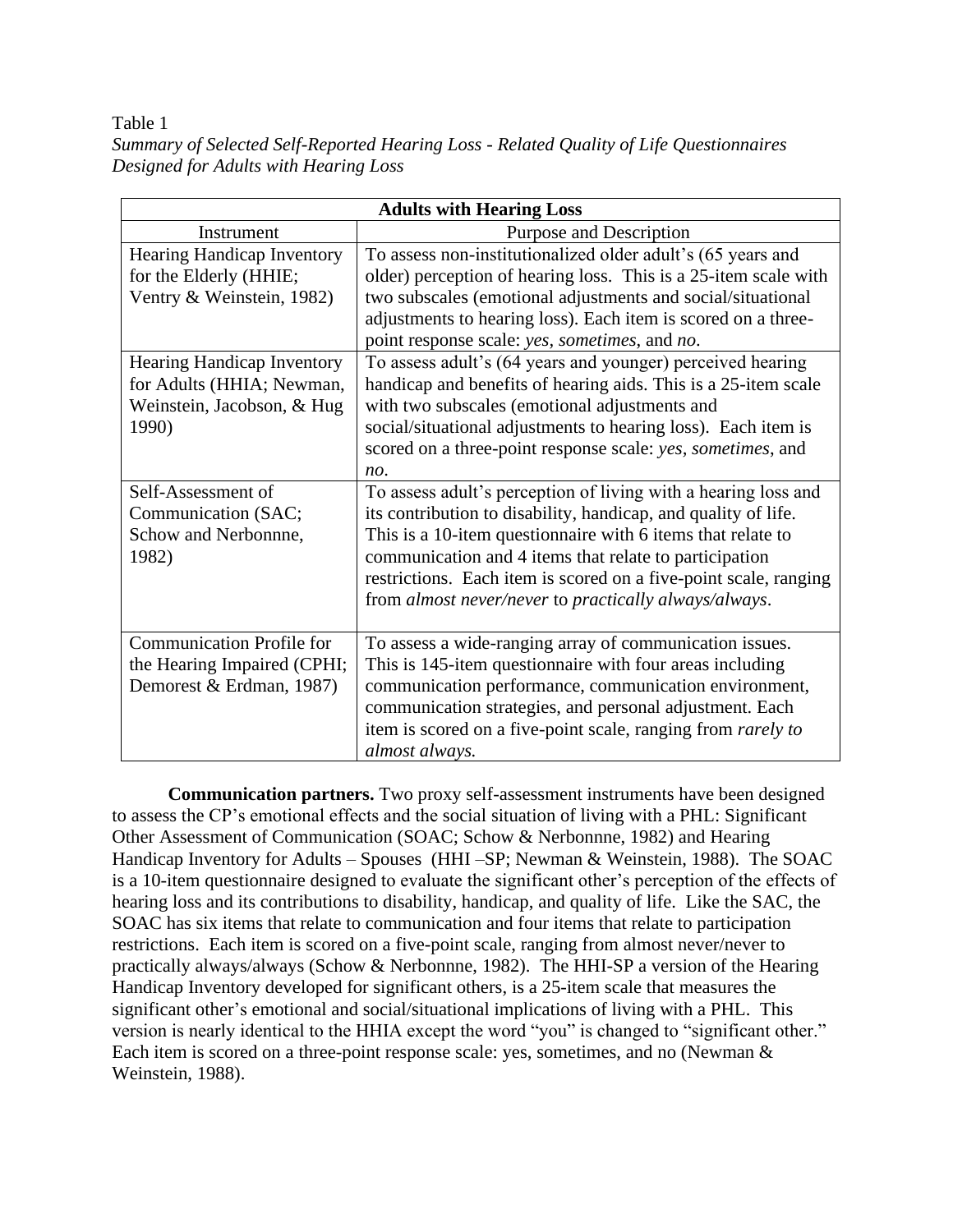Table 1

*Summary of Selected Self-Reported Hearing Loss - Related Quality of Life Questionnaires Designed for Adults with Hearing Loss*

| **Adults with Hearing Loss** | |
|---|---|
| Instrument | Purpose and Description |
| Hearing Handicap Inventory for the Elderly (HHIE; Ventry & Weinstein, 1982) | To assess non-institutionalized older adult's (65 years and older) perception of hearing loss. This is a 25-item scale with two subscales (emotional adjustments and social/situational adjustments to hearing loss). Each item is scored on a three-point response scale: *yes*, *sometimes*, and *no*. |
| Hearing Handicap Inventory for Adults (HHIA; Newman, Weinstein, Jacobson, & Hug 1990) | To assess adult's (64 years and younger) perceived hearing handicap and benefits of hearing aids. This is a 25-item scale with two subscales (emotional adjustments and social/situational adjustments to hearing loss). Each item is scored on a three-point response scale: *yes*, *sometimes*, and *no*. |
| Self-Assessment of Communication (SAC; Schow and Nerbonnne, 1982) | To assess adult's perception of living with a hearing loss and its contribution to disability, handicap, and quality of life. This is a 10-item questionnaire with 6 items that relate to communication and 4 items that relate to participation restrictions. Each item is scored on a five-point scale, ranging from *almost never/never* to *practically always/always*. |
| Communication Profile for the Hearing Impaired (CPHI; Demorest & Erdman, 1987) | To assess a wide-ranging array of communication issues. This is 145-item questionnaire with four areas including communication performance, communication environment, communication strategies, and personal adjustment. Each item is scored on a five-point scale, ranging from *rarely to almost always.* |

**Communication partners.** Two proxy self-assessment instruments have been designed to assess the CP's emotional effects and the social situation of living with a PHL: Significant Other Assessment of Communication (SOAC; Schow & Nerbonnne, 1982) and Hearing Handicap Inventory for Adults – Spouses (HHI –SP; Newman & Weinstein, 1988). The SOAC is a 10-item questionnaire designed to evaluate the significant other's perception of the effects of hearing loss and its contributions to disability, handicap, and quality of life. Like the SAC, the SOAC has six items that relate to communication and four items that relate to participation restrictions. Each item is scored on a five-point scale, ranging from almost never/never to practically always/always (Schow & Nerbonnne, 1982). The HHI-SP a version of the Hearing Handicap Inventory developed for significant others, is a 25-item scale that measures the significant other's emotional and social/situational implications of living with a PHL. This version is nearly identical to the HHIA except the word "you" is changed to "significant other." Each item is scored on a three-point response scale: yes, sometimes, and no (Newman & Weinstein, 1988).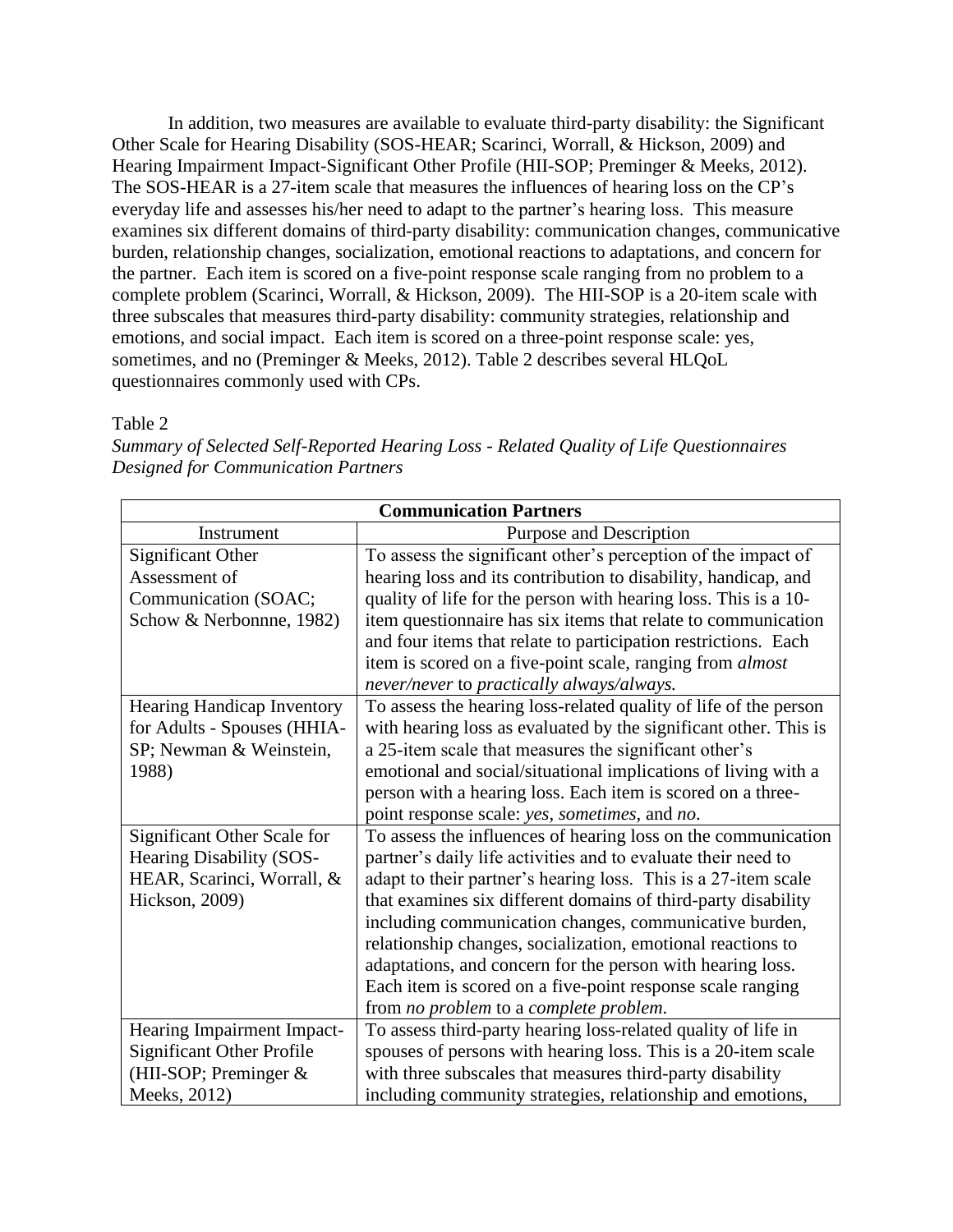In addition, two measures are available to evaluate third-party disability: the Significant Other Scale for Hearing Disability (SOS-HEAR; Scarinci, Worrall, & Hickson, 2009) and Hearing Impairment Impact-Significant Other Profile (HII-SOP; Preminger & Meeks, 2012). The SOS-HEAR is a 27-item scale that measures the influences of hearing loss on the CP's everyday life and assesses his/her need to adapt to the partner's hearing loss. This measure examines six different domains of third-party disability: communication changes, communicative burden, relationship changes, socialization, emotional reactions to adaptations, and concern for the partner. Each item is scored on a five-point response scale ranging from no problem to a complete problem (Scarinci, Worrall, & Hickson, 2009). The HII-SOP is a 20-item scale with three subscales that measures third-party disability: community strategies, relationship and emotions, and social impact. Each item is scored on a three-point response scale: yes, sometimes, and no (Preminger & Meeks, 2012). Table 2 describes several HLQoL questionnaires commonly used with CPs.

Table 2

*Summary of Selected Self-Reported Hearing Loss - Related Quality of Life Questionnaires Designed for Communication Partners*

| **Communication Partners** | |
|---|---|
| Instrument | Purpose and Description |
| Significant Other Assessment of Communication (SOAC; Schow & Nerbonnne, 1982) | To assess the significant other's perception of the impact of hearing loss and its contribution to disability, handicap, and quality of life for the person with hearing loss. This is a 10-item questionnaire has six items that relate to communication and four items that relate to participation restrictions. Each item is scored on a five-point scale, ranging from *almost never/never* to *practically always/always.* |
| Hearing Handicap Inventory for Adults - Spouses (HHIA-SP; Newman & Weinstein, 1988) | To assess the hearing loss-related quality of life of the person with hearing loss as evaluated by the significant other. This is a 25-item scale that measures the significant other's emotional and social/situational implications of living with a person with a hearing loss. Each item is scored on a three-point response scale: *yes*, *sometimes*, and *no*. |
| Significant Other Scale for Hearing Disability (SOS-HEAR, Scarinci, Worrall, & Hickson, 2009) | To assess the influences of hearing loss on the communication partner's daily life activities and to evaluate their need to adapt to their partner's hearing loss. This is a 27-item scale that examines six different domains of third-party disability including communication changes, communicative burden, relationship changes, socialization, emotional reactions to adaptations, and concern for the person with hearing loss. Each item is scored on a five-point response scale ranging from *no problem* to a *complete problem*. |
| Hearing Impairment Impact-Significant Other Profile (HII-SOP; Preminger & Meeks, 2012) | To assess third-party hearing loss-related quality of life in spouses of persons with hearing loss. This is a 20-item scale with three subscales that measures third-party disability including community strategies, relationship and emotions, |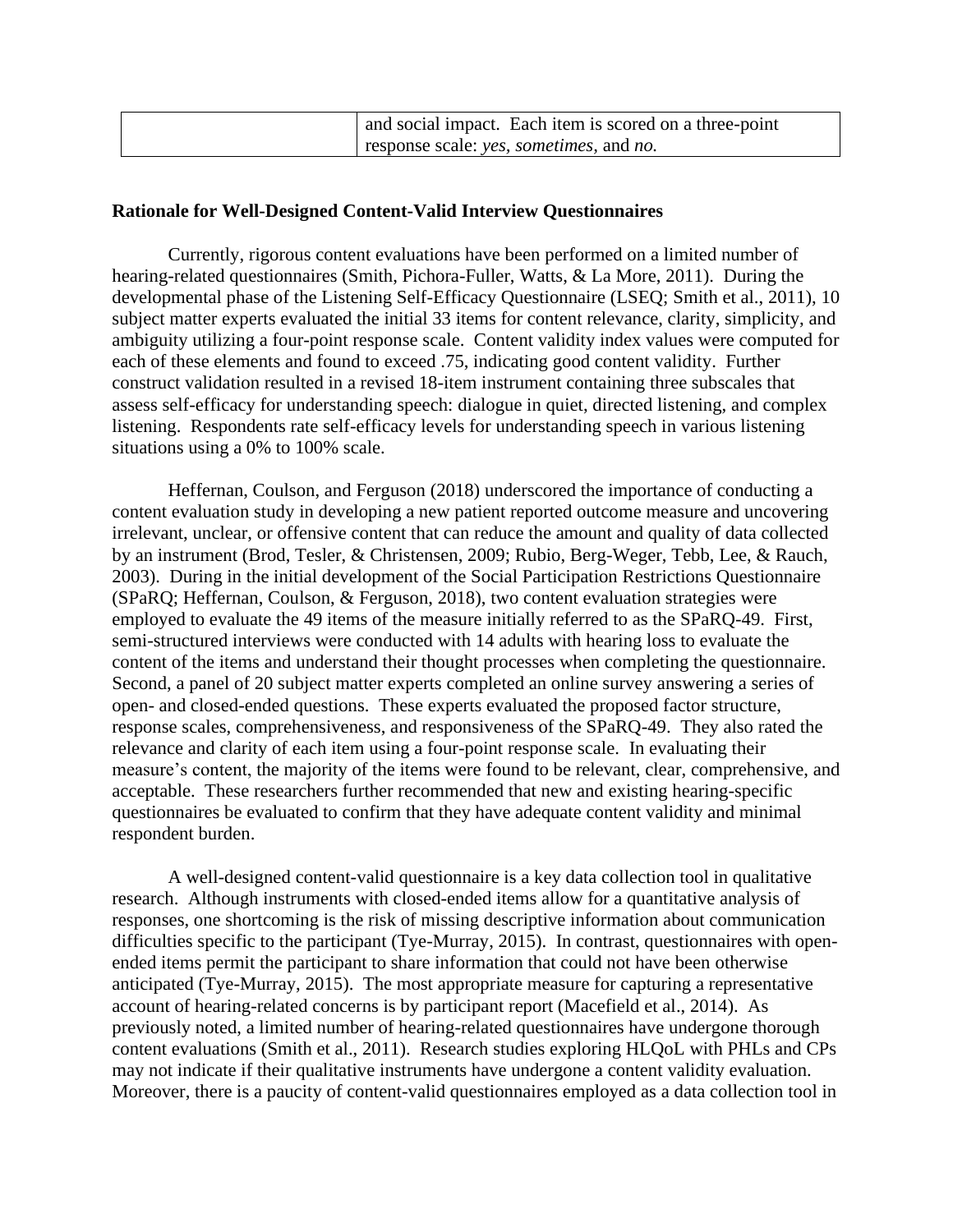| | and social impact. Each item is scored on a three-point response scale: *yes*, *sometimes*, and *no.* |
|---|---|

**Rationale for Well-Designed Content-Valid Interview Questionnaires**

Currently, rigorous content evaluations have been performed on a limited number of hearing-related questionnaires (Smith, Pichora-Fuller, Watts, & La More, 2011). During the developmental phase of the Listening Self-Efficacy Questionnaire (LSEQ; Smith et al., 2011), 10 subject matter experts evaluated the initial 33 items for content relevance, clarity, simplicity, and ambiguity utilizing a four-point response scale. Content validity index values were computed for each of these elements and found to exceed .75, indicating good content validity. Further construct validation resulted in a revised 18-item instrument containing three subscales that assess self-efficacy for understanding speech: dialogue in quiet, directed listening, and complex listening. Respondents rate self-efficacy levels for understanding speech in various listening situations using a 0% to 100% scale.

Heffernan, Coulson, and Ferguson (2018) underscored the importance of conducting a content evaluation study in developing a new patient reported outcome measure and uncovering irrelevant, unclear, or offensive content that can reduce the amount and quality of data collected by an instrument (Brod, Tesler, & Christensen, 2009; Rubio, Berg-Weger, Tebb, Lee, & Rauch, 2003). During in the initial development of the Social Participation Restrictions Questionnaire (SPaRQ; Heffernan, Coulson, & Ferguson, 2018), two content evaluation strategies were employed to evaluate the 49 items of the measure initially referred to as the SPaRQ-49. First, semi-structured interviews were conducted with 14 adults with hearing loss to evaluate the content of the items and understand their thought processes when completing the questionnaire. Second, a panel of 20 subject matter experts completed an online survey answering a series of open- and closed-ended questions. These experts evaluated the proposed factor structure, response scales, comprehensiveness, and responsiveness of the SPaRQ-49. They also rated the relevance and clarity of each item using a four-point response scale. In evaluating their measure's content, the majority of the items were found to be relevant, clear, comprehensive, and acceptable. These researchers further recommended that new and existing hearing-specific questionnaires be evaluated to confirm that they have adequate content validity and minimal respondent burden.

A well-designed content-valid questionnaire is a key data collection tool in qualitative research. Although instruments with closed-ended items allow for a quantitative analysis of responses, one shortcoming is the risk of missing descriptive information about communication difficulties specific to the participant (Tye-Murray, 2015). In contrast, questionnaires with open-ended items permit the participant to share information that could not have been otherwise anticipated (Tye-Murray, 2015). The most appropriate measure for capturing a representative account of hearing-related concerns is by participant report (Macefield et al., 2014). As previously noted, a limited number of hearing-related questionnaires have undergone thorough content evaluations (Smith et al., 2011). Research studies exploring HLQoL with PHLs and CPs may not indicate if their qualitative instruments have undergone a content validity evaluation. Moreover, there is a paucity of content-valid questionnaires employed as a data collection tool in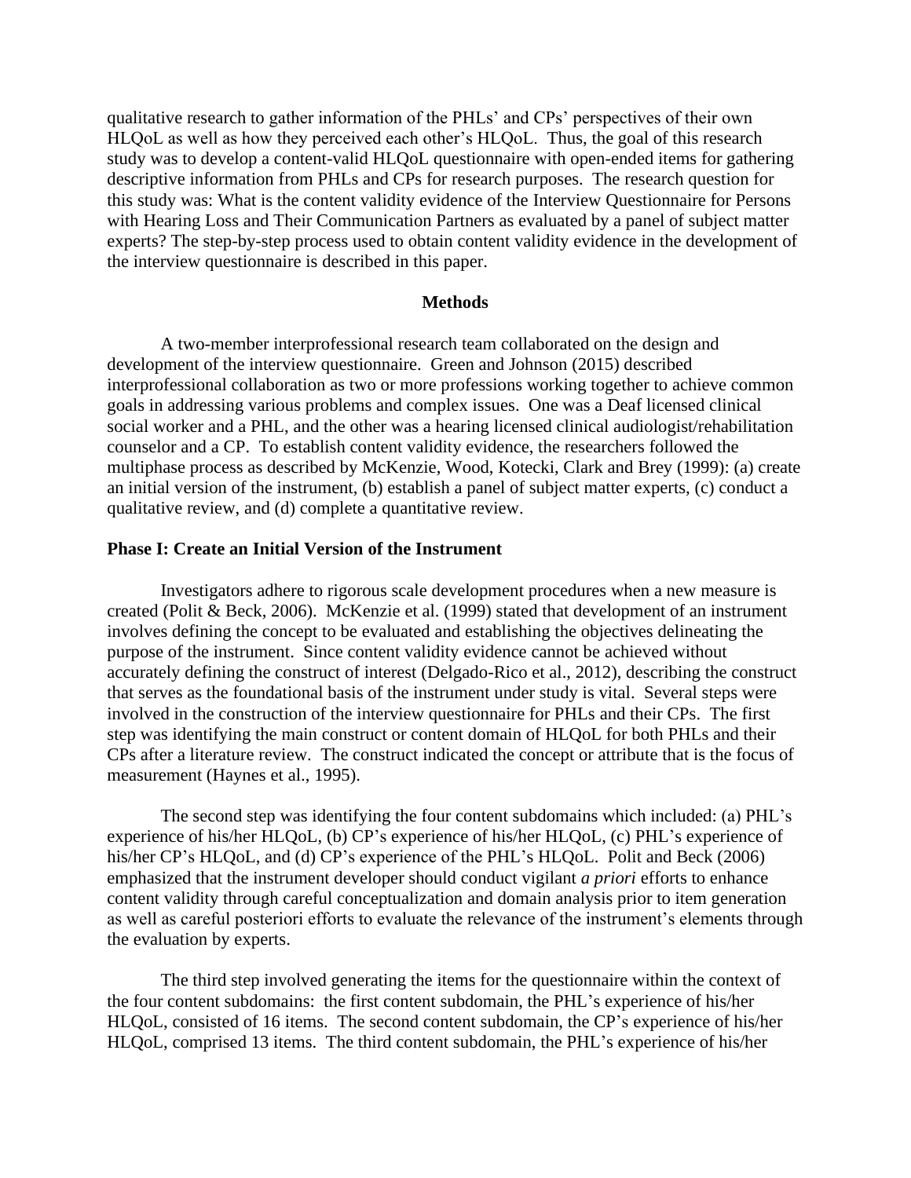qualitative research to gather information of the PHLs' and CPs' perspectives of their own HLQoL as well as how they perceived each other's HLQoL. Thus, the goal of this research study was to develop a content-valid HLQoL questionnaire with open-ended items for gathering descriptive information from PHLs and CPs for research purposes. The research question for this study was: What is the content validity evidence of the Interview Questionnaire for Persons with Hearing Loss and Their Communication Partners as evaluated by a panel of subject matter experts? The step-by-step process used to obtain content validity evidence in the development of the interview questionnaire is described in this paper.

## Methods

A two-member interprofessional research team collaborated on the design and development of the interview questionnaire. Green and Johnson (2015) described interprofessional collaboration as two or more professions working together to achieve common goals in addressing various problems and complex issues. One was a Deaf licensed clinical social worker and a PHL, and the other was a hearing licensed clinical audiologist/rehabilitation counselor and a CP. To establish content validity evidence, the researchers followed the multiphase process as described by McKenzie, Wood, Kotecki, Clark and Brey (1999): (a) create an initial version of the instrument, (b) establish a panel of subject matter experts, (c) conduct a qualitative review, and (d) complete a quantitative review.

### Phase I: Create an Initial Version of the Instrument

Investigators adhere to rigorous scale development procedures when a new measure is created (Polit & Beck, 2006). McKenzie et al. (1999) stated that development of an instrument involves defining the concept to be evaluated and establishing the objectives delineating the purpose of the instrument. Since content validity evidence cannot be achieved without accurately defining the construct of interest (Delgado-Rico et al., 2012), describing the construct that serves as the foundational basis of the instrument under study is vital. Several steps were involved in the construction of the interview questionnaire for PHLs and their CPs. The first step was identifying the main construct or content domain of HLQoL for both PHLs and their CPs after a literature review. The construct indicated the concept or attribute that is the focus of measurement (Haynes et al., 1995).

The second step was identifying the four content subdomains which included: (a) PHL's experience of his/her HLQoL, (b) CP's experience of his/her HLQoL, (c) PHL's experience of his/her CP's HLQoL, and (d) CP's experience of the PHL's HLQoL. Polit and Beck (2006) emphasized that the instrument developer should conduct vigilant *a priori* efforts to enhance content validity through careful conceptualization and domain analysis prior to item generation as well as careful posteriori efforts to evaluate the relevance of the instrument's elements through the evaluation by experts.

The third step involved generating the items for the questionnaire within the context of the four content subdomains: the first content subdomain, the PHL's experience of his/her HLQoL, consisted of 16 items. The second content subdomain, the CP's experience of his/her HLQoL, comprised 13 items. The third content subdomain, the PHL's experience of his/her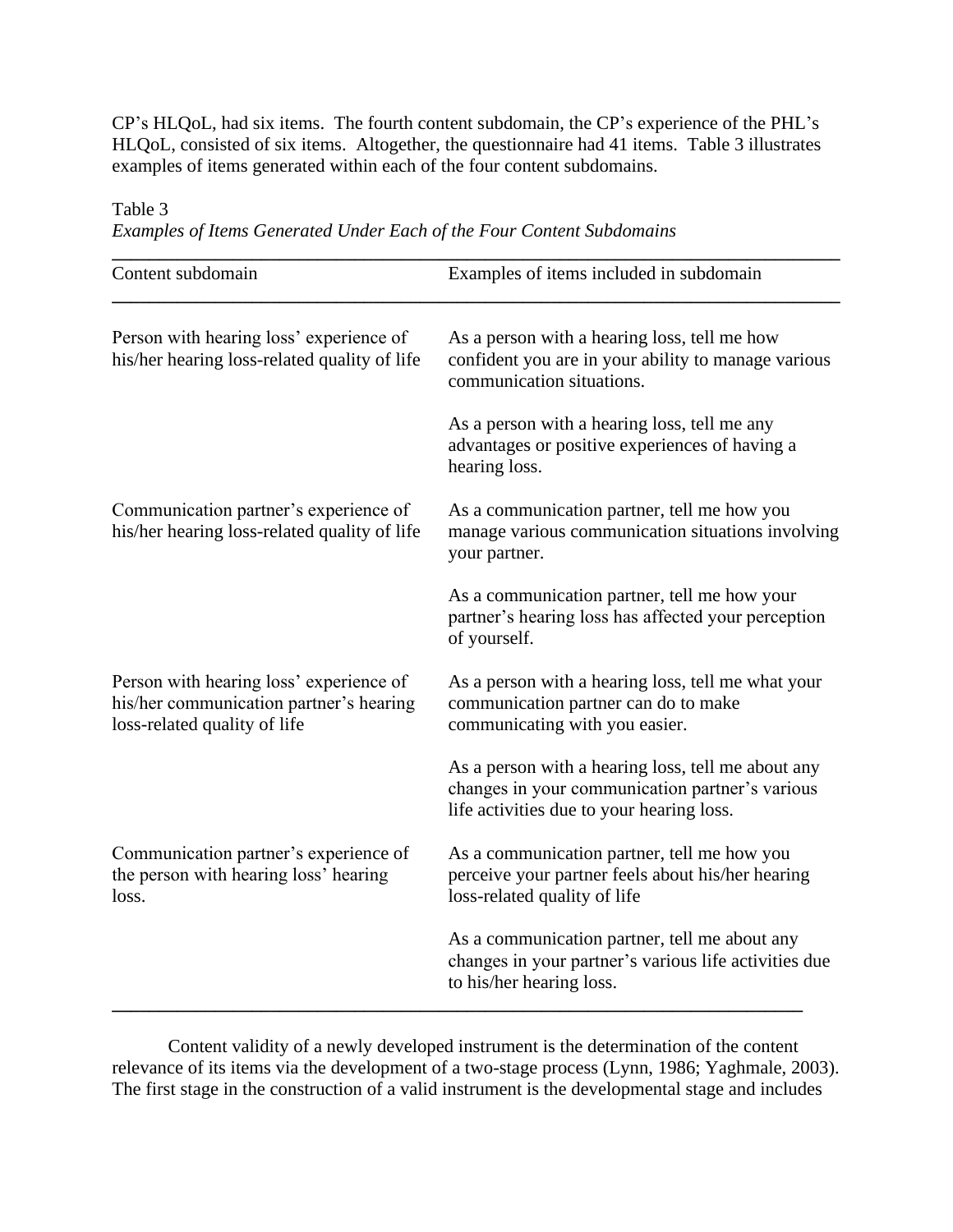CP's HLQoL, had six items. The fourth content subdomain, the CP's experience of the PHL's HLQoL, consisted of six items. Altogether, the questionnaire had 41 items. Table 3 illustrates examples of items generated within each of the four content subdomains.

Table 3
*Examples of Items Generated Under Each of the Four Content Subdomains*

| Content subdomain | Examples of items included in subdomain |
|---|---|
| Person with hearing loss' experience of his/her hearing loss-related quality of life | As a person with a hearing loss, tell me how confident you are in your ability to manage various communication situations. |
| | As a person with a hearing loss, tell me any advantages or positive experiences of having a hearing loss. |
| Communication partner's experience of his/her hearing loss-related quality of life | As a communication partner, tell me how you manage various communication situations involving your partner. |
| | As a communication partner, tell me how your partner's hearing loss has affected your perception of yourself. |
| Person with hearing loss' experience of his/her communication partner's hearing loss-related quality of life | As a person with a hearing loss, tell me what your communication partner can do to make communicating with you easier. |
| | As a person with a hearing loss, tell me about any changes in your communication partner's various life activities due to your hearing loss. |
| Communication partner's experience of the person with hearing loss' hearing loss. | As a communication partner, tell me how you perceive your partner feels about his/her hearing loss-related quality of life |
| | As a communication partner, tell me about any changes in your partner's various life activities due to his/her hearing loss. |

Content validity of a newly developed instrument is the determination of the content relevance of its items via the development of a two-stage process (Lynn, 1986; Yaghmale, 2003). The first stage in the construction of a valid instrument is the developmental stage and includes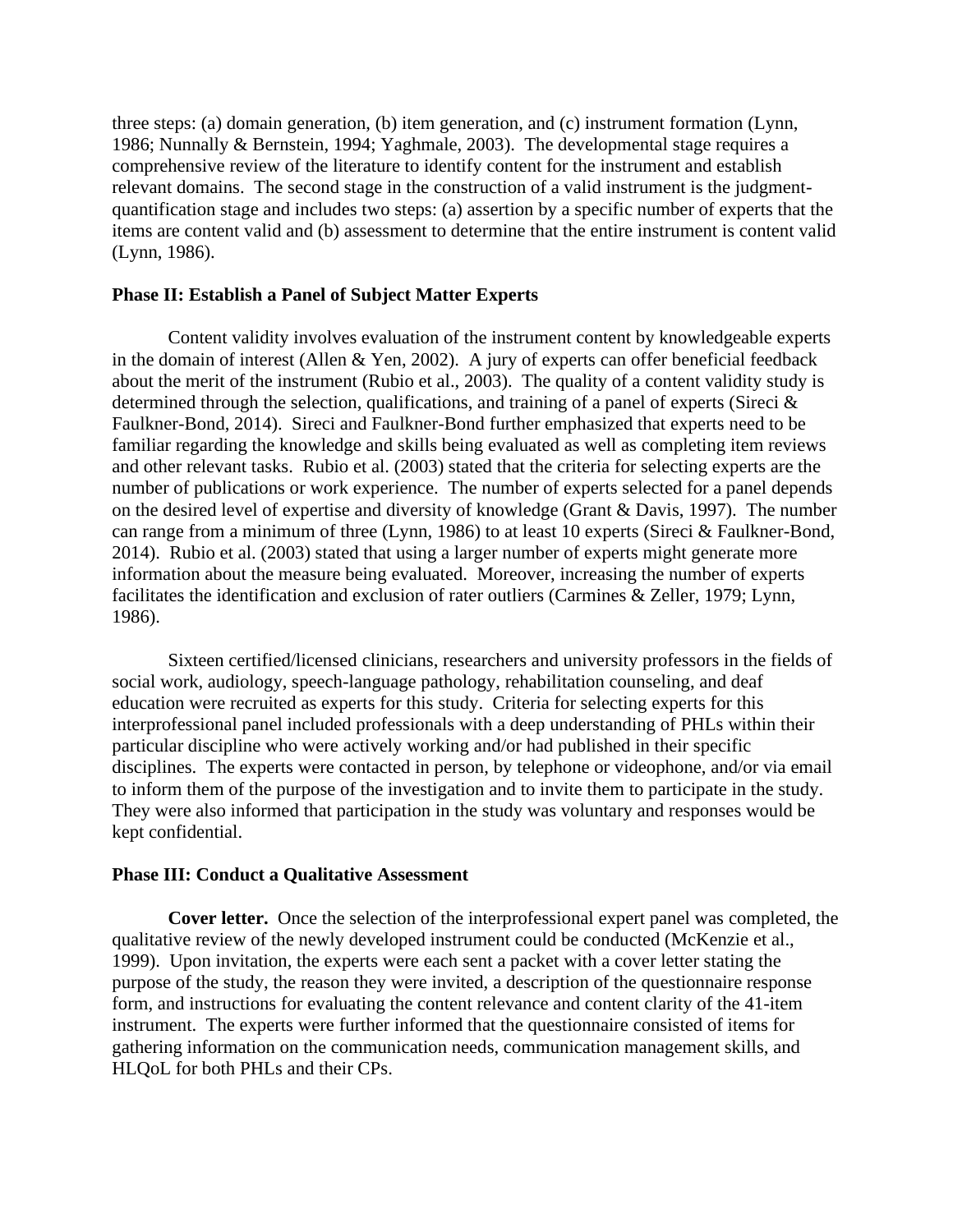three steps: (a) domain generation, (b) item generation, and (c) instrument formation (Lynn, 1986; Nunnally & Bernstein, 1994; Yaghmale, 2003). The developmental stage requires a comprehensive review of the literature to identify content for the instrument and establish relevant domains. The second stage in the construction of a valid instrument is the judgment-quantification stage and includes two steps: (a) assertion by a specific number of experts that the items are content valid and (b) assessment to determine that the entire instrument is content valid (Lynn, 1986).

### Phase II: Establish a Panel of Subject Matter Experts

Content validity involves evaluation of the instrument content by knowledgeable experts in the domain of interest (Allen & Yen, 2002). A jury of experts can offer beneficial feedback about the merit of the instrument (Rubio et al., 2003). The quality of a content validity study is determined through the selection, qualifications, and training of a panel of experts (Sireci & Faulkner-Bond, 2014). Sireci and Faulkner-Bond further emphasized that experts need to be familiar regarding the knowledge and skills being evaluated as well as completing item reviews and other relevant tasks. Rubio et al. (2003) stated that the criteria for selecting experts are the number of publications or work experience. The number of experts selected for a panel depends on the desired level of expertise and diversity of knowledge (Grant & Davis, 1997). The number can range from a minimum of three (Lynn, 1986) to at least 10 experts (Sireci & Faulkner-Bond, 2014). Rubio et al. (2003) stated that using a larger number of experts might generate more information about the measure being evaluated. Moreover, increasing the number of experts facilitates the identification and exclusion of rater outliers (Carmines & Zeller, 1979; Lynn, 1986).

Sixteen certified/licensed clinicians, researchers and university professors in the fields of social work, audiology, speech-language pathology, rehabilitation counseling, and deaf education were recruited as experts for this study. Criteria for selecting experts for this interprofessional panel included professionals with a deep understanding of PHLs within their particular discipline who were actively working and/or had published in their specific disciplines. The experts were contacted in person, by telephone or videophone, and/or via email to inform them of the purpose of the investigation and to invite them to participate in the study. They were also informed that participation in the study was voluntary and responses would be kept confidential.

### Phase III: Conduct a Qualitative Assessment

**Cover letter.** Once the selection of the interprofessional expert panel was completed, the qualitative review of the newly developed instrument could be conducted (McKenzie et al., 1999). Upon invitation, the experts were each sent a packet with a cover letter stating the purpose of the study, the reason they were invited, a description of the questionnaire response form, and instructions for evaluating the content relevance and content clarity of the 41-item instrument. The experts were further informed that the questionnaire consisted of items for gathering information on the communication needs, communication management skills, and HLQoL for both PHLs and their CPs.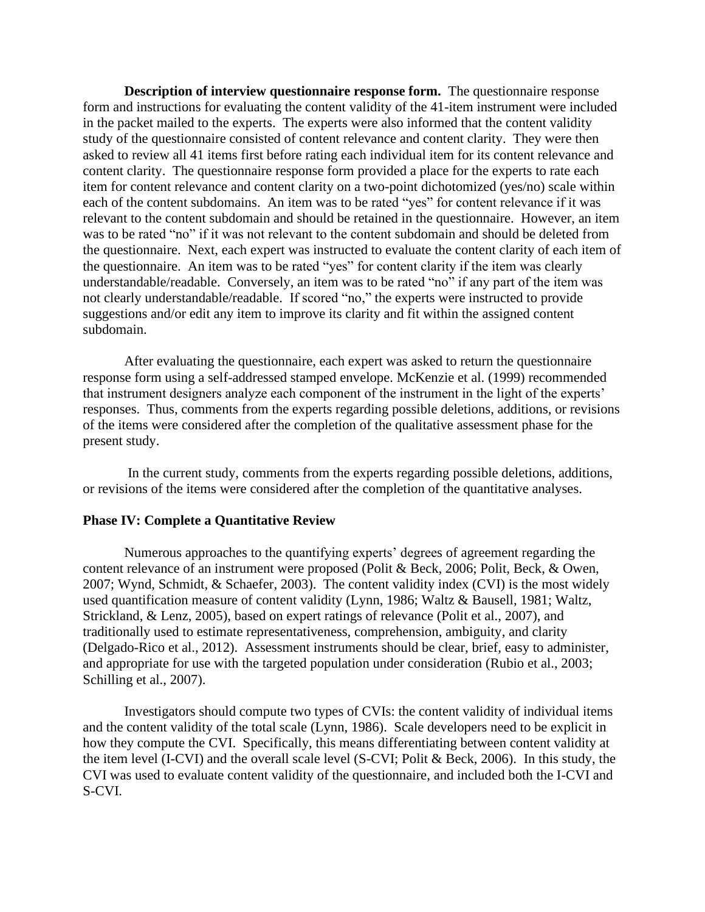**Description of interview questionnaire response form.** The questionnaire response form and instructions for evaluating the content validity of the 41-item instrument were included in the packet mailed to the experts. The experts were also informed that the content validity study of the questionnaire consisted of content relevance and content clarity. They were then asked to review all 41 items first before rating each individual item for its content relevance and content clarity. The questionnaire response form provided a place for the experts to rate each item for content relevance and content clarity on a two-point dichotomized (yes/no) scale within each of the content subdomains. An item was to be rated "yes" for content relevance if it was relevant to the content subdomain and should be retained in the questionnaire. However, an item was to be rated "no" if it was not relevant to the content subdomain and should be deleted from the questionnaire. Next, each expert was instructed to evaluate the content clarity of each item of the questionnaire. An item was to be rated "yes" for content clarity if the item was clearly understandable/readable. Conversely, an item was to be rated "no" if any part of the item was not clearly understandable/readable. If scored "no," the experts were instructed to provide suggestions and/or edit any item to improve its clarity and fit within the assigned content subdomain.

After evaluating the questionnaire, each expert was asked to return the questionnaire response form using a self-addressed stamped envelope. McKenzie et al. (1999) recommended that instrument designers analyze each component of the instrument in the light of the experts' responses. Thus, comments from the experts regarding possible deletions, additions, or revisions of the items were considered after the completion of the qualitative assessment phase for the present study.

In the current study, comments from the experts regarding possible deletions, additions, or revisions of the items were considered after the completion of the quantitative analyses.

### Phase IV: Complete a Quantitative Review

Numerous approaches to the quantifying experts' degrees of agreement regarding the content relevance of an instrument were proposed (Polit & Beck, 2006; Polit, Beck, & Owen, 2007; Wynd, Schmidt, & Schaefer, 2003). The content validity index (CVI) is the most widely used quantification measure of content validity (Lynn, 1986; Waltz & Bausell, 1981; Waltz, Strickland, & Lenz, 2005), based on expert ratings of relevance (Polit et al., 2007), and traditionally used to estimate representativeness, comprehension, ambiguity, and clarity (Delgado-Rico et al., 2012). Assessment instruments should be clear, brief, easy to administer, and appropriate for use with the targeted population under consideration (Rubio et al., 2003; Schilling et al., 2007).

Investigators should compute two types of CVIs: the content validity of individual items and the content validity of the total scale (Lynn, 1986). Scale developers need to be explicit in how they compute the CVI. Specifically, this means differentiating between content validity at the item level (I-CVI) and the overall scale level (S-CVI; Polit & Beck, 2006). In this study, the CVI was used to evaluate content validity of the questionnaire, and included both the I-CVI and S-CVI.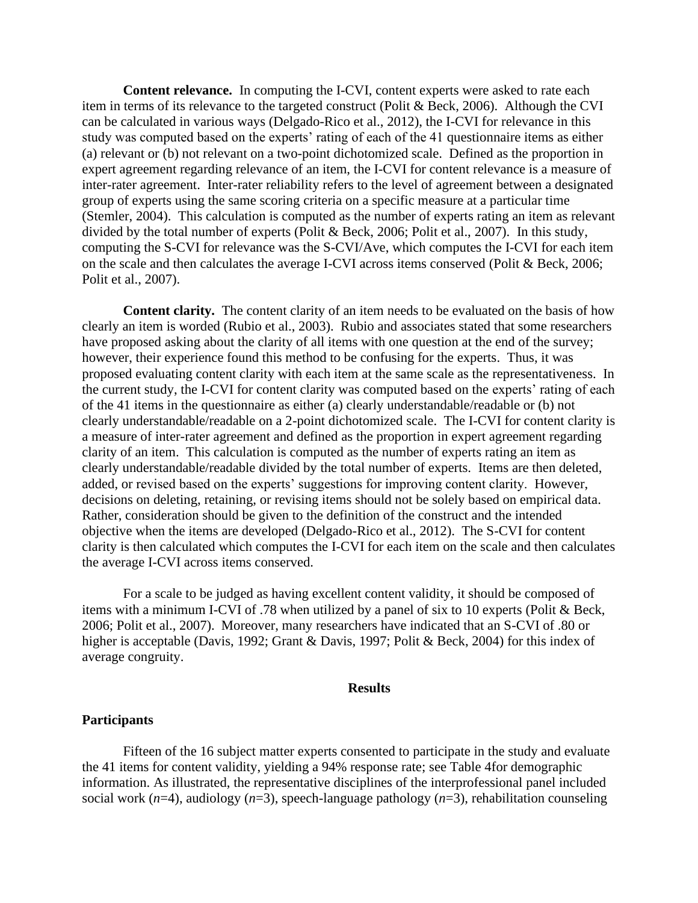**Content relevance.** In computing the I-CVI, content experts were asked to rate each item in terms of its relevance to the targeted construct (Polit & Beck, 2006). Although the CVI can be calculated in various ways (Delgado-Rico et al., 2012), the I-CVI for relevance in this study was computed based on the experts' rating of each of the 41 questionnaire items as either (a) relevant or (b) not relevant on a two-point dichotomized scale. Defined as the proportion in expert agreement regarding relevance of an item, the I-CVI for content relevance is a measure of inter-rater agreement. Inter-rater reliability refers to the level of agreement between a designated group of experts using the same scoring criteria on a specific measure at a particular time (Stemler, 2004). This calculation is computed as the number of experts rating an item as relevant divided by the total number of experts (Polit & Beck, 2006; Polit et al., 2007). In this study, computing the S-CVI for relevance was the S-CVI/Ave, which computes the I-CVI for each item on the scale and then calculates the average I-CVI across items conserved (Polit & Beck, 2006; Polit et al., 2007).

**Content clarity.** The content clarity of an item needs to be evaluated on the basis of how clearly an item is worded (Rubio et al., 2003). Rubio and associates stated that some researchers have proposed asking about the clarity of all items with one question at the end of the survey; however, their experience found this method to be confusing for the experts. Thus, it was proposed evaluating content clarity with each item at the same scale as the representativeness. In the current study, the I-CVI for content clarity was computed based on the experts' rating of each of the 41 items in the questionnaire as either (a) clearly understandable/readable or (b) not clearly understandable/readable on a 2-point dichotomized scale. The I-CVI for content clarity is a measure of inter-rater agreement and defined as the proportion in expert agreement regarding clarity of an item. This calculation is computed as the number of experts rating an item as clearly understandable/readable divided by the total number of experts. Items are then deleted, added, or revised based on the experts' suggestions for improving content clarity. However, decisions on deleting, retaining, or revising items should not be solely based on empirical data. Rather, consideration should be given to the definition of the construct and the intended objective when the items are developed (Delgado-Rico et al., 2012). The S-CVI for content clarity is then calculated which computes the I-CVI for each item on the scale and then calculates the average I-CVI across items conserved.

For a scale to be judged as having excellent content validity, it should be composed of items with a minimum I-CVI of .78 when utilized by a panel of six to 10 experts (Polit & Beck, 2006; Polit et al., 2007). Moreover, many researchers have indicated that an S-CVI of .80 or higher is acceptable (Davis, 1992; Grant & Davis, 1997; Polit & Beck, 2004) for this index of average congruity.

## Results

### Participants

Fifteen of the 16 subject matter experts consented to participate in the study and evaluate the 41 items for content validity, yielding a 94% response rate; see Table 4for demographic information. As illustrated, the representative disciplines of the interprofessional panel included social work (*n*=4), audiology (*n*=3), speech-language pathology (*n*=3), rehabilitation counseling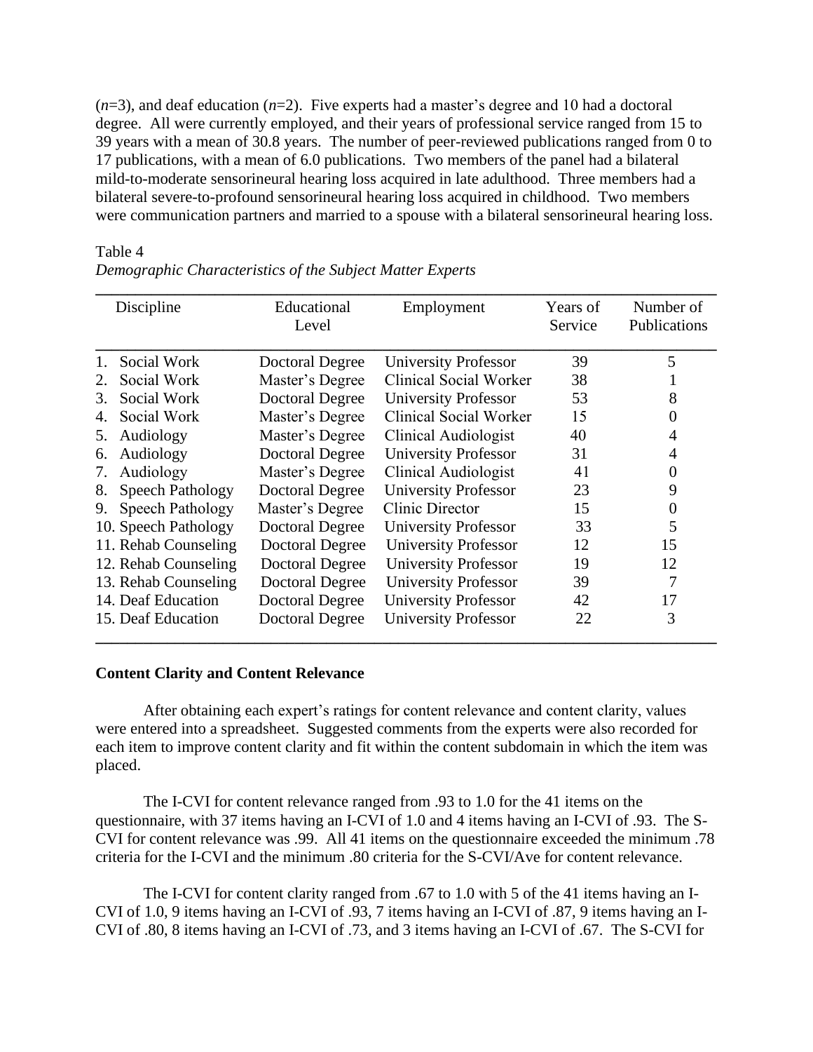(*n*=3), and deaf education (*n*=2). Five experts had a master's degree and 10 had a doctoral degree. All were currently employed, and their years of professional service ranged from 15 to 39 years with a mean of 30.8 years. The number of peer-reviewed publications ranged from 0 to 17 publications, with a mean of 6.0 publications. Two members of the panel had a bilateral mild-to-moderate sensorineural hearing loss acquired in late adulthood. Three members had a bilateral severe-to-profound sensorineural hearing loss acquired in childhood. Two members were communication partners and married to a spouse with a bilateral sensorineural hearing loss.

Table 4
*Demographic Characteristics of the Subject Matter Experts*

| Discipline | Educational Level | Employment | Years of Service | Number of Publications |
|---|---|---|---|---|
| 1. Social Work | Doctoral Degree | University Professor | 39 | 5 |
| 2. Social Work | Master's Degree | Clinical Social Worker | 38 | 1 |
| 3. Social Work | Doctoral Degree | University Professor | 53 | 8 |
| 4. Social Work | Master's Degree | Clinical Social Worker | 15 | 0 |
| 5. Audiology | Master's Degree | Clinical Audiologist | 40 | 4 |
| 6. Audiology | Doctoral Degree | University Professor | 31 | 4 |
| 7. Audiology | Master's Degree | Clinical Audiologist | 41 | 0 |
| 8. Speech Pathology | Doctoral Degree | University Professor | 23 | 9 |
| 9. Speech Pathology | Master's Degree | Clinic Director | 15 | 0 |
| 10. Speech Pathology | Doctoral Degree | University Professor | 33 | 5 |
| 11. Rehab Counseling | Doctoral Degree | University Professor | 12 | 15 |
| 12. Rehab Counseling | Doctoral Degree | University Professor | 19 | 12 |
| 13. Rehab Counseling | Doctoral Degree | University Professor | 39 | 7 |
| 14. Deaf Education | Doctoral Degree | University Professor | 42 | 17 |
| 15. Deaf Education | Doctoral Degree | University Professor | 22 | 3 |

**Content Clarity and Content Relevance**

After obtaining each expert's ratings for content relevance and content clarity, values were entered into a spreadsheet. Suggested comments from the experts were also recorded for each item to improve content clarity and fit within the content subdomain in which the item was placed.

The I-CVI for content relevance ranged from .93 to 1.0 for the 41 items on the questionnaire, with 37 items having an I-CVI of 1.0 and 4 items having an I-CVI of .93. The S-CVI for content relevance was .99. All 41 items on the questionnaire exceeded the minimum .78 criteria for the I-CVI and the minimum .80 criteria for the S-CVI/Ave for content relevance.

The I-CVI for content clarity ranged from .67 to 1.0 with 5 of the 41 items having an I-CVI of 1.0, 9 items having an I-CVI of .93, 7 items having an I-CVI of .87, 9 items having an I-CVI of .80, 8 items having an I-CVI of .73, and 3 items having an I-CVI of .67. The S-CVI for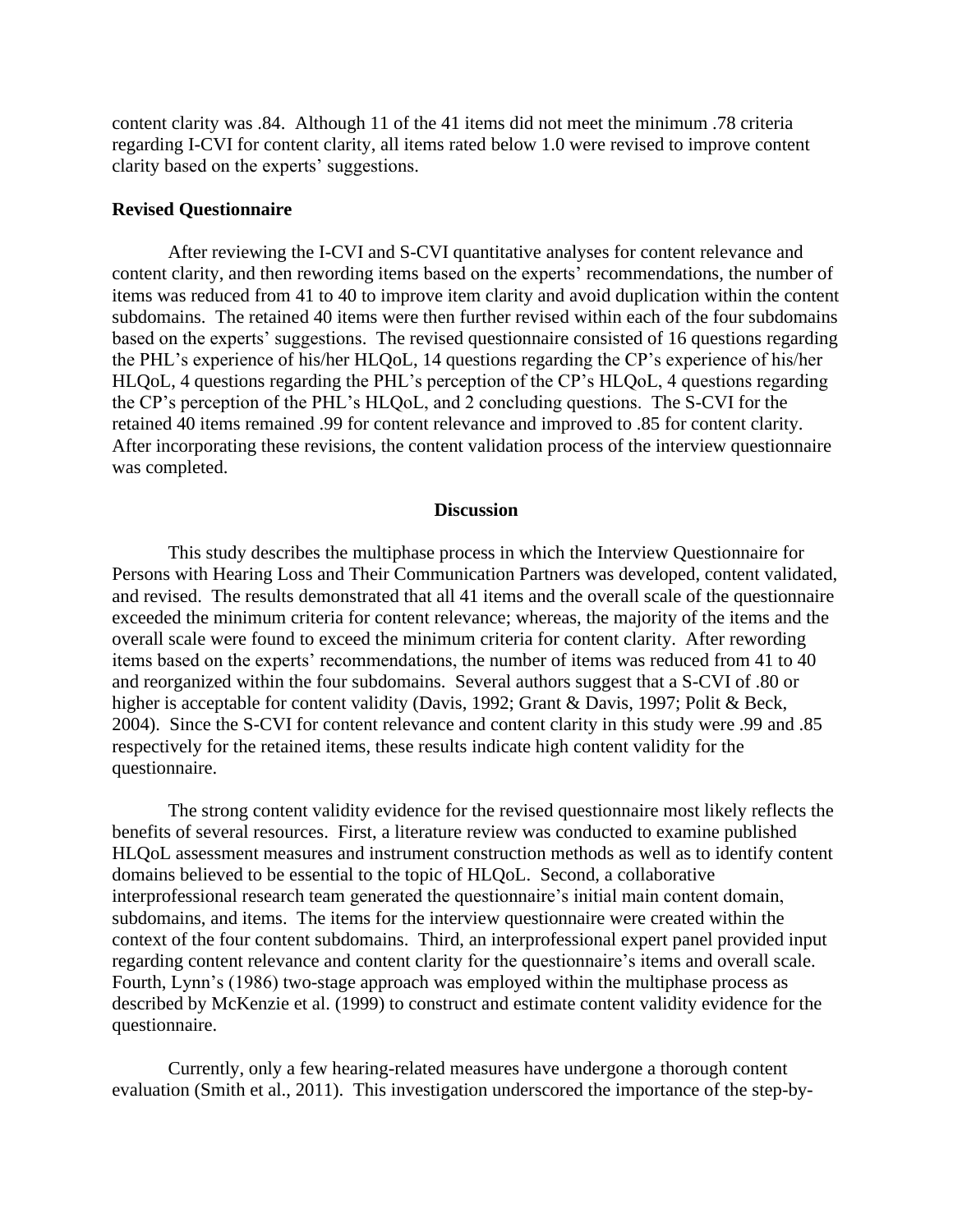content clarity was .84. Although 11 of the 41 items did not meet the minimum .78 criteria regarding I-CVI for content clarity, all items rated below 1.0 were revised to improve content clarity based on the experts' suggestions.

**Revised Questionnaire**

After reviewing the I-CVI and S-CVI quantitative analyses for content relevance and content clarity, and then rewording items based on the experts' recommendations, the number of items was reduced from 41 to 40 to improve item clarity and avoid duplication within the content subdomains. The retained 40 items were then further revised within each of the four subdomains based on the experts' suggestions. The revised questionnaire consisted of 16 questions regarding the PHL's experience of his/her HLQoL, 14 questions regarding the CP's experience of his/her HLQoL, 4 questions regarding the PHL's perception of the CP's HLQoL, 4 questions regarding the CP's perception of the PHL's HLQoL, and 2 concluding questions. The S-CVI for the retained 40 items remained .99 for content relevance and improved to .85 for content clarity. After incorporating these revisions, the content validation process of the interview questionnaire was completed.

## Discussion

This study describes the multiphase process in which the Interview Questionnaire for Persons with Hearing Loss and Their Communication Partners was developed, content validated, and revised. The results demonstrated that all 41 items and the overall scale of the questionnaire exceeded the minimum criteria for content relevance; whereas, the majority of the items and the overall scale were found to exceed the minimum criteria for content clarity. After rewording items based on the experts' recommendations, the number of items was reduced from 41 to 40 and reorganized within the four subdomains. Several authors suggest that a S-CVI of .80 or higher is acceptable for content validity (Davis, 1992; Grant & Davis, 1997; Polit & Beck, 2004). Since the S-CVI for content relevance and content clarity in this study were .99 and .85 respectively for the retained items, these results indicate high content validity for the questionnaire.

The strong content validity evidence for the revised questionnaire most likely reflects the benefits of several resources. First, a literature review was conducted to examine published HLQoL assessment measures and instrument construction methods as well as to identify content domains believed to be essential to the topic of HLQoL. Second, a collaborative interprofessional research team generated the questionnaire's initial main content domain, subdomains, and items. The items for the interview questionnaire were created within the context of the four content subdomains. Third, an interprofessional expert panel provided input regarding content relevance and content clarity for the questionnaire's items and overall scale. Fourth, Lynn's (1986) two-stage approach was employed within the multiphase process as described by McKenzie et al. (1999) to construct and estimate content validity evidence for the questionnaire.

Currently, only a few hearing-related measures have undergone a thorough content evaluation (Smith et al., 2011). This investigation underscored the importance of the step-by-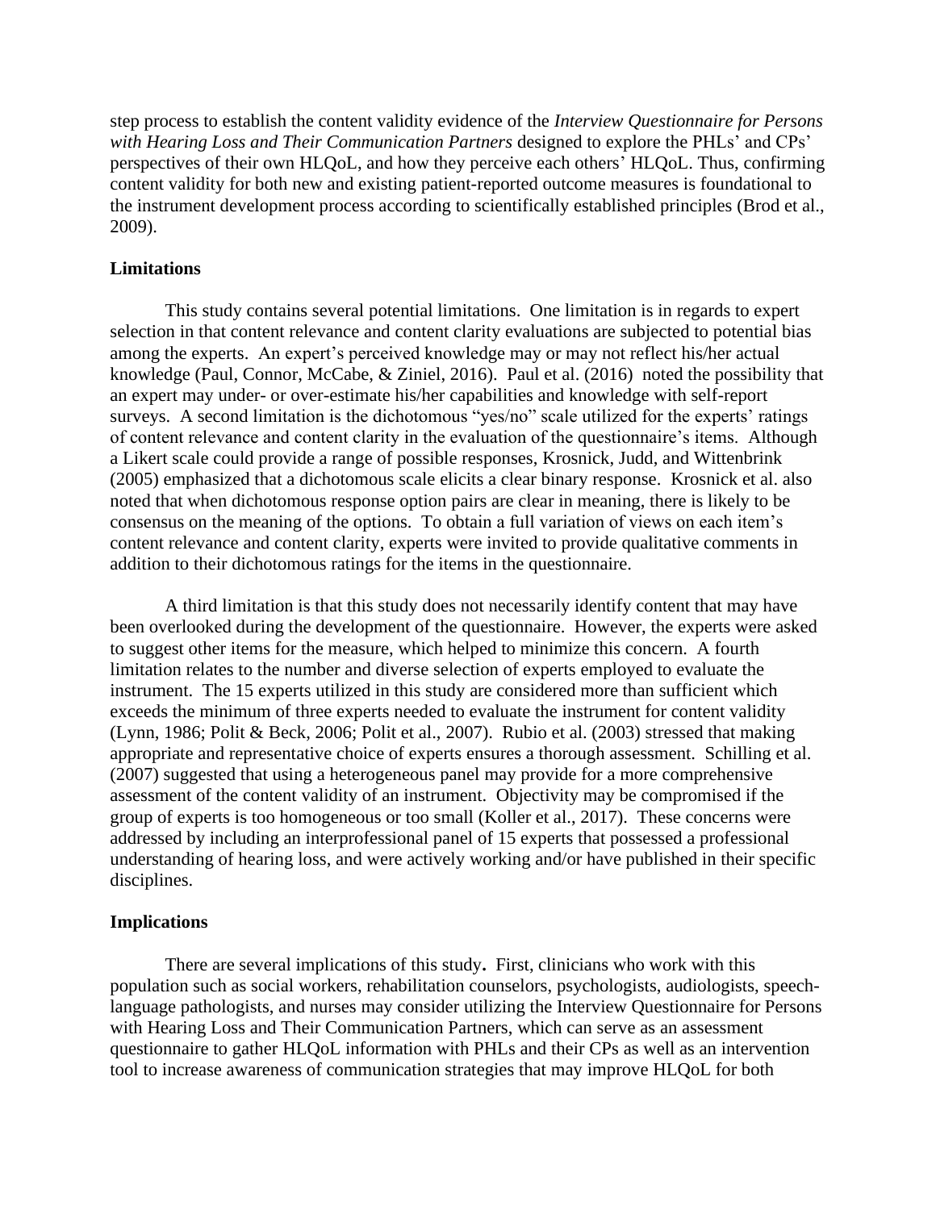step process to establish the content validity evidence of the *Interview Questionnaire for Persons with Hearing Loss and Their Communication Partners* designed to explore the PHLs' and CPs' perspectives of their own HLQoL, and how they perceive each others' HLQoL. Thus, confirming content validity for both new and existing patient-reported outcome measures is foundational to the instrument development process according to scientifically established principles (Brod et al., 2009).

## Limitations

This study contains several potential limitations. One limitation is in regards to expert selection in that content relevance and content clarity evaluations are subjected to potential bias among the experts. An expert's perceived knowledge may or may not reflect his/her actual knowledge (Paul, Connor, McCabe, & Ziniel, 2016). Paul et al. (2016) noted the possibility that an expert may under- or over-estimate his/her capabilities and knowledge with self-report surveys. A second limitation is the dichotomous "yes/no" scale utilized for the experts' ratings of content relevance and content clarity in the evaluation of the questionnaire's items. Although a Likert scale could provide a range of possible responses, Krosnick, Judd, and Wittenbrink (2005) emphasized that a dichotomous scale elicits a clear binary response. Krosnick et al. also noted that when dichotomous response option pairs are clear in meaning, there is likely to be consensus on the meaning of the options. To obtain a full variation of views on each item's content relevance and content clarity, experts were invited to provide qualitative comments in addition to their dichotomous ratings for the items in the questionnaire.

A third limitation is that this study does not necessarily identify content that may have been overlooked during the development of the questionnaire. However, the experts were asked to suggest other items for the measure, which helped to minimize this concern. A fourth limitation relates to the number and diverse selection of experts employed to evaluate the instrument. The 15 experts utilized in this study are considered more than sufficient which exceeds the minimum of three experts needed to evaluate the instrument for content validity (Lynn, 1986; Polit & Beck, 2006; Polit et al., 2007). Rubio et al. (2003) stressed that making appropriate and representative choice of experts ensures a thorough assessment. Schilling et al. (2007) suggested that using a heterogeneous panel may provide for a more comprehensive assessment of the content validity of an instrument. Objectivity may be compromised if the group of experts is too homogeneous or too small (Koller et al., 2017). These concerns were addressed by including an interprofessional panel of 15 experts that possessed a professional understanding of hearing loss, and were actively working and/or have published in their specific disciplines.

## Implications

There are several implications of this study**.** First, clinicians who work with this population such as social workers, rehabilitation counselors, psychologists, audiologists, speech-language pathologists, and nurses may consider utilizing the Interview Questionnaire for Persons with Hearing Loss and Their Communication Partners, which can serve as an assessment questionnaire to gather HLQoL information with PHLs and their CPs as well as an intervention tool to increase awareness of communication strategies that may improve HLQoL for both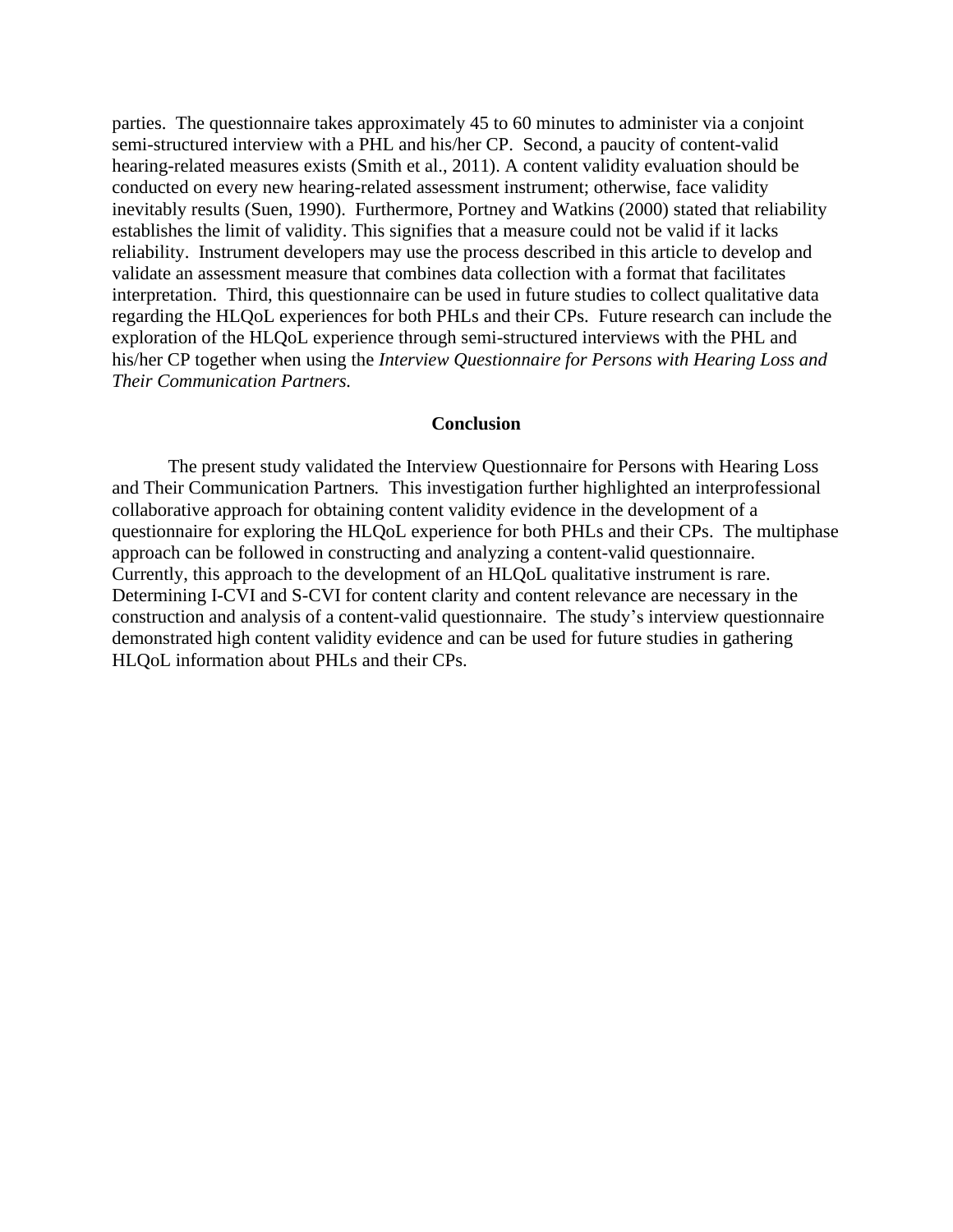parties. The questionnaire takes approximately 45 to 60 minutes to administer via a conjoint semi-structured interview with a PHL and his/her CP. Second, a paucity of content-valid hearing-related measures exists (Smith et al., 2011). A content validity evaluation should be conducted on every new hearing-related assessment instrument; otherwise, face validity inevitably results (Suen, 1990). Furthermore, Portney and Watkins (2000) stated that reliability establishes the limit of validity. This signifies that a measure could not be valid if it lacks reliability. Instrument developers may use the process described in this article to develop and validate an assessment measure that combines data collection with a format that facilitates interpretation. Third, this questionnaire can be used in future studies to collect qualitative data regarding the HLQoL experiences for both PHLs and their CPs. Future research can include the exploration of the HLQoL experience through semi-structured interviews with the PHL and his/her CP together when using the *Interview Questionnaire for Persons with Hearing Loss and Their Communication Partners.*

## Conclusion

The present study validated the Interview Questionnaire for Persons with Hearing Loss and Their Communication Partners. This investigation further highlighted an interprofessional collaborative approach for obtaining content validity evidence in the development of a questionnaire for exploring the HLQoL experience for both PHLs and their CPs. The multiphase approach can be followed in constructing and analyzing a content-valid questionnaire. Currently, this approach to the development of an HLQoL qualitative instrument is rare. Determining I-CVI and S-CVI for content clarity and content relevance are necessary in the construction and analysis of a content-valid questionnaire. The study's interview questionnaire demonstrated high content validity evidence and can be used for future studies in gathering HLQoL information about PHLs and their CPs.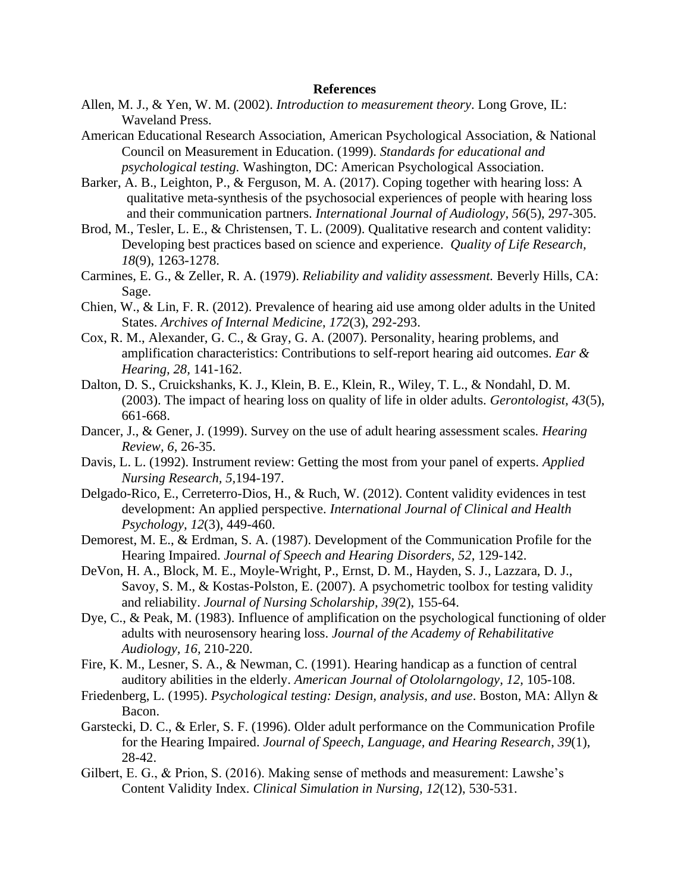**References**

Allen, M. J., & Yen, W. M. (2002). *Introduction to measurement theory*. Long Grove, IL: Waveland Press.

American Educational Research Association, American Psychological Association, & National Council on Measurement in Education. (1999). *Standards for educational and psychological testing.* Washington, DC: American Psychological Association.

Barker, A. B., Leighton, P., & Ferguson, M. A. (2017). Coping together with hearing loss: A qualitative meta-synthesis of the psychosocial experiences of people with hearing loss and their communication partners. *International Journal of Audiology, 56*(5), 297-305.

Brod, M., Tesler, L. E., & Christensen, T. L. (2009). Qualitative research and content validity: Developing best practices based on science and experience. *Quality of Life Research, 18*(9), 1263-1278.

Carmines, E. G., & Zeller, R. A. (1979). *Reliability and validity assessment.* Beverly Hills, CA: Sage.

Chien, W., & Lin, F. R. (2012). Prevalence of hearing aid use among older adults in the United States. *Archives of Internal Medicine, 172*(3), 292-293.

Cox, R. M., Alexander, G. C., & Gray, G. A. (2007). Personality, hearing problems, and amplification characteristics: Contributions to self-report hearing aid outcomes. *Ear & Hearing, 28*, 141-162.

Dalton, D. S., Cruickshanks, K. J., Klein, B. E., Klein, R., Wiley, T. L., & Nondahl, D. M. (2003). The impact of hearing loss on quality of life in older adults. *Gerontologist, 43*(5), 661-668.

Dancer, J., & Gener, J. (1999). Survey on the use of adult hearing assessment scales. *Hearing Review, 6*, 26-35.

Davis, L. L. (1992). Instrument review: Getting the most from your panel of experts. *Applied Nursing Research, 5*,194-197.

Delgado-Rico, E., Cerreterro-Dios, H., & Ruch, W. (2012). Content validity evidences in test development: An applied perspective. *International Journal of Clinical and Health Psychology, 12*(3), 449-460.

Demorest, M. E., & Erdman, S. A. (1987). Development of the Communication Profile for the Hearing Impaired. *Journal of Speech and Hearing Disorders, 52*, 129-142.

DeVon, H. A., Block, M. E., Moyle-Wright, P., Ernst, D. M., Hayden, S. J., Lazzara, D. J., Savoy, S. M., & Kostas-Polston, E. (2007). A psychometric toolbox for testing validity and reliability. *Journal of Nursing Scholarship, 39(*2), 155-64.

Dye, C., & Peak, M. (1983). Influence of amplification on the psychological functioning of older adults with neurosensory hearing loss. *Journal of the Academy of Rehabilitative Audiology, 16*, 210-220.

Fire, K. M., Lesner, S. A., & Newman, C. (1991). Hearing handicap as a function of central auditory abilities in the elderly. *American Journal of Otololarngology, 12*, 105-108.

Friedenberg, L. (1995). *Psychological testing: Design, analysis, and use*. Boston, MA: Allyn & Bacon.

Garstecki, D. C., & Erler, S. F. (1996). Older adult performance on the Communication Profile for the Hearing Impaired. *Journal of Speech, Language, and Hearing Research*, *39*(1), 28-42.

Gilbert, E. G., & Prion, S. (2016). Making sense of methods and measurement: Lawshe's Content Validity Index. *Clinical Simulation in Nursing, 12*(12), 530-531.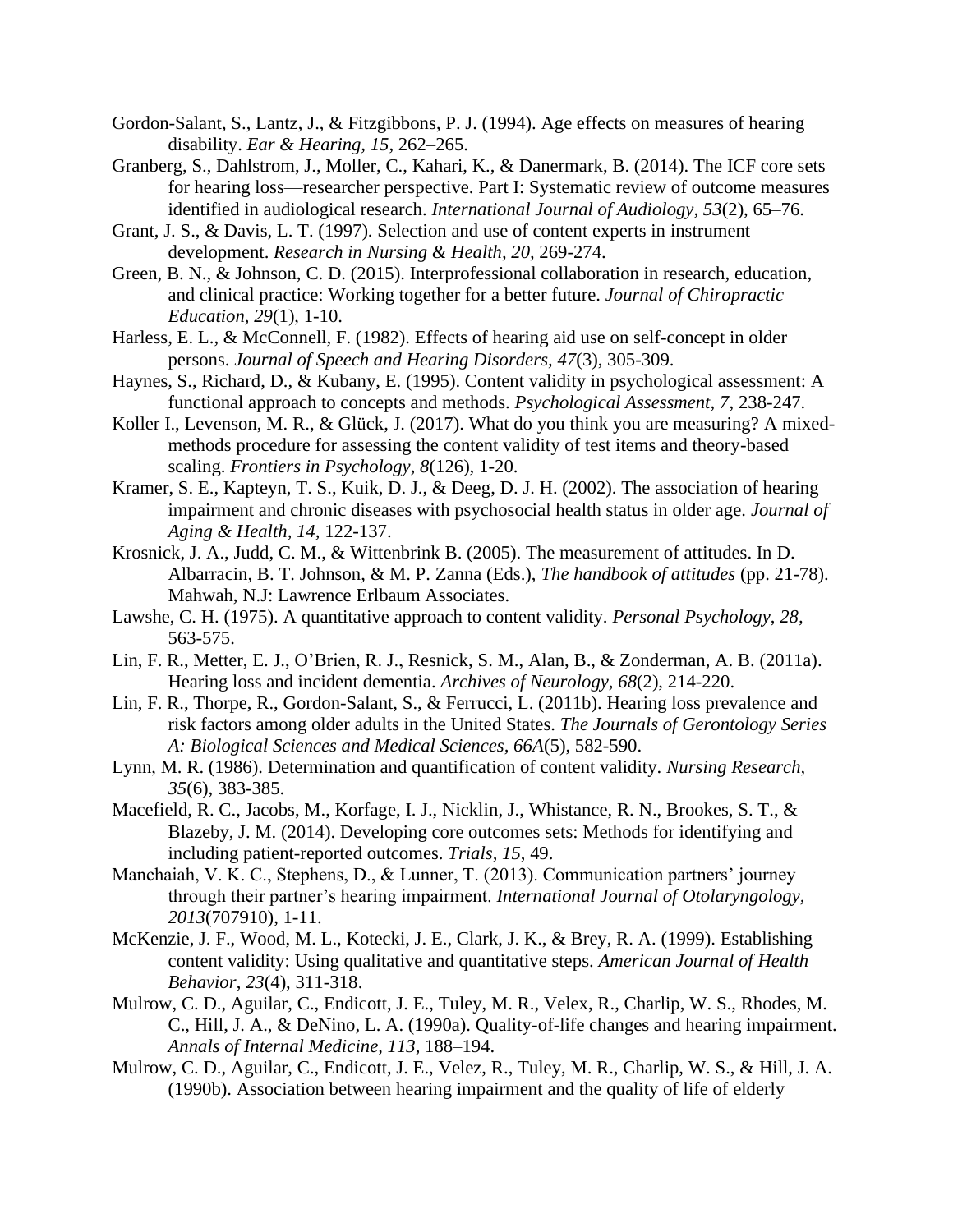Gordon-Salant, S., Lantz, J., & Fitzgibbons, P. J. (1994). Age effects on measures of hearing disability. *Ear & Hearing, 15*, 262–265.

Granberg, S., Dahlstrom, J., Moller, C., Kahari, K., & Danermark, B. (2014). The ICF core sets for hearing loss—researcher perspective. Part I: Systematic review of outcome measures identified in audiological research. *International Journal of Audiology, 53*(2), 65–76.

Grant, J. S., & Davis, L. T. (1997). Selection and use of content experts in instrument development. *Research in Nursing & Health, 20*, 269-274.

Green, B. N., & Johnson, C. D. (2015). Interprofessional collaboration in research, education, and clinical practice: Working together for a better future. *Journal of Chiropractic Education, 29*(1), 1-10.

Harless, E. L., & McConnell, F. (1982). Effects of hearing aid use on self-concept in older persons. *Journal of Speech and Hearing Disorders, 47*(3), 305-309.

Haynes, S., Richard, D., & Kubany, E. (1995). Content validity in psychological assessment: A functional approach to concepts and methods. *Psychological Assessment, 7*, 238-247.

Koller I., Levenson, M. R., & Glück, J. (2017). What do you think you are measuring? A mixed-methods procedure for assessing the content validity of test items and theory-based scaling. *Frontiers in Psychology, 8*(126), 1-20.

Kramer, S. E., Kapteyn, T. S., Kuik, D. J., & Deeg, D. J. H. (2002). The association of hearing impairment and chronic diseases with psychosocial health status in older age. *Journal of Aging & Health, 14*, 122-137.

Krosnick, J. A., Judd, C. M., & Wittenbrink B. (2005). The measurement of attitudes. In D. Albarracin, B. T. Johnson, & M. P. Zanna (Eds.), *The handbook of attitudes* (pp. 21-78). Mahwah, N.J: Lawrence Erlbaum Associates.

Lawshe, C. H. (1975). A quantitative approach to content validity. *Personal Psychology, 28*, 563-575.

Lin, F. R., Metter, E. J., O'Brien, R. J., Resnick, S. M., Alan, B., & Zonderman, A. B. (2011a). Hearing loss and incident dementia. *Archives of Neurology, 68*(2), 214-220.

Lin, F. R., Thorpe, R., Gordon-Salant, S., & Ferrucci, L. (2011b). Hearing loss prevalence and risk factors among older adults in the United States. *The Journals of Gerontology Series A: Biological Sciences and Medical Sciences, 66A*(5), 582-590.

Lynn, M. R. (1986). Determination and quantification of content validity. *Nursing Research, 35*(6), 383-385.

Macefield, R. C., Jacobs, M., Korfage, I. J., Nicklin, J., Whistance, R. N., Brookes, S. T., & Blazeby, J. M. (2014). Developing core outcomes sets: Methods for identifying and including patient-reported outcomes. *Trials, 15*, 49.

Manchaiah, V. K. C., Stephens, D., & Lunner, T. (2013). Communication partners' journey through their partner's hearing impairment. *International Journal of Otolaryngology, 2013*(707910), 1-11.

McKenzie, J. F., Wood, M. L., Kotecki, J. E., Clark, J. K., & Brey, R. A. (1999). Establishing content validity: Using qualitative and quantitative steps. *American Journal of Health Behavior, 23*(4), 311-318.

Mulrow, C. D., Aguilar, C., Endicott, J. E., Tuley, M. R., Velex, R., Charlip, W. S., Rhodes, M. C., Hill, J. A., & DeNino, L. A. (1990a). Quality-of-life changes and hearing impairment. *Annals of Internal Medicine, 113*, 188–194.

Mulrow, C. D., Aguilar, C., Endicott, J. E., Velez, R., Tuley, M. R., Charlip, W. S., & Hill, J. A. (1990b). Association between hearing impairment and the quality of life of elderly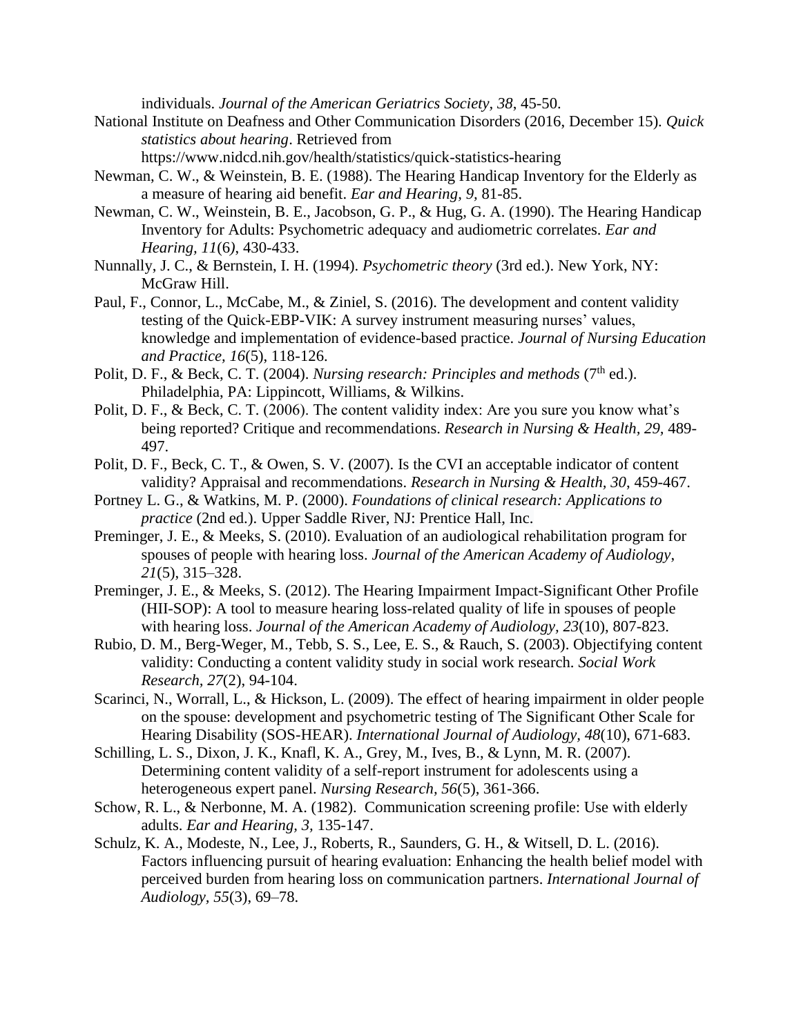individuals. *Journal of the American Geriatrics Society, 38*, 45-50.

National Institute on Deafness and Other Communication Disorders (2016, December 15). *Quick statistics about hearing*. Retrieved from https://www.nidcd.nih.gov/health/statistics/quick-statistics-hearing

Newman, C. W., & Weinstein, B. E. (1988). The Hearing Handicap Inventory for the Elderly as a measure of hearing aid benefit. *Ear and Hearing, 9*, 81-85.

Newman, C. W., Weinstein, B. E., Jacobson, G. P., & Hug, G. A. (1990). The Hearing Handicap Inventory for Adults: Psychometric adequacy and audiometric correlates. *Ear and Hearing, 11*(6*)*, 430-433.

Nunnally, J. C., & Bernstein, I. H. (1994). *Psychometric theory* (3rd ed.). New York, NY: McGraw Hill.

Paul, F., Connor, L., McCabe, M., & Ziniel, S. (2016). The development and content validity testing of the Quick-EBP-VIK: A survey instrument measuring nurses' values, knowledge and implementation of evidence-based practice. *Journal of Nursing Education and Practice, 16*(5), 118-126.

Polit, D. F., & Beck, C. T. (2004). *Nursing research: Principles and methods* (7th ed.). Philadelphia, PA: Lippincott, Williams, & Wilkins.

Polit, D. F., & Beck, C. T. (2006). The content validity index: Are you sure you know what's being reported? Critique and recommendations. *Research in Nursing & Health, 29*, 489-497.

Polit, D. F., Beck, C. T., & Owen, S. V. (2007). Is the CVI an acceptable indicator of content validity? Appraisal and recommendations. *Research in Nursing & Health, 30*, 459-467.

Portney L. G., & Watkins, M. P. (2000). *Foundations of clinical research: Applications to practice* (2nd ed.). Upper Saddle River, NJ: Prentice Hall, Inc.

Preminger, J. E., & Meeks, S. (2010). Evaluation of an audiological rehabilitation program for spouses of people with hearing loss. *Journal of the American Academy of Audiology*, *21*(5), 315–328.

Preminger, J. E., & Meeks, S. (2012). The Hearing Impairment Impact-Significant Other Profile (HII-SOP): A tool to measure hearing loss-related quality of life in spouses of people with hearing loss. *Journal of the American Academy of Audiology, 23*(10), 807-823.

Rubio, D. M., Berg-Weger, M., Tebb, S. S., Lee, E. S., & Rauch, S. (2003). Objectifying content validity: Conducting a content validity study in social work research. *Social Work Research, 27*(2), 94-104.

Scarinci, N., Worrall, L., & Hickson, L. (2009). The effect of hearing impairment in older people on the spouse: development and psychometric testing of The Significant Other Scale for Hearing Disability (SOS-HEAR). *International Journal of Audiology, 48*(10), 671-683.

Schilling, L. S., Dixon, J. K., Knafl, K. A., Grey, M., Ives, B., & Lynn, M. R. (2007). Determining content validity of a self-report instrument for adolescents using a heterogeneous expert panel. *Nursing Research, 56*(5), 361-366.

Schow, R. L., & Nerbonne, M. A. (1982). Communication screening profile: Use with elderly adults. *Ear and Hearing, 3*, 135-147.

Schulz, K. A., Modeste, N., Lee, J., Roberts, R., Saunders, G. H., & Witsell, D. L. (2016). Factors influencing pursuit of hearing evaluation: Enhancing the health belief model with perceived burden from hearing loss on communication partners. *International Journal of Audiology, 55*(3), 69–78.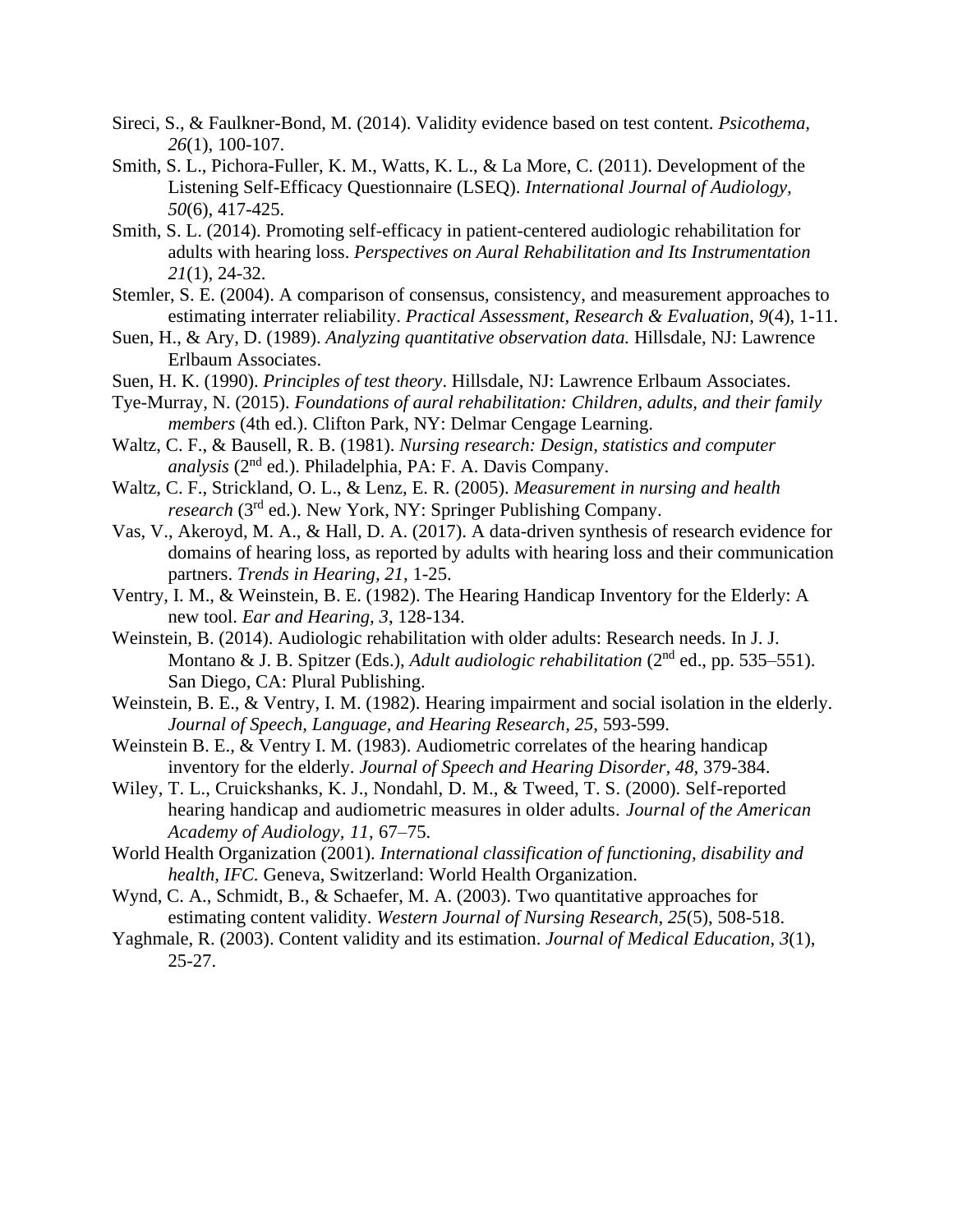Sireci, S., & Faulkner-Bond, M. (2014). Validity evidence based on test content. *Psicothema, 26*(1), 100-107.

Smith, S. L., Pichora-Fuller, K. M., Watts, K. L., & La More, C. (2011). Development of the Listening Self-Efficacy Questionnaire (LSEQ). *International Journal of Audiology, 50*(6), 417-425.

Smith, S. L. (2014). Promoting self-efficacy in patient-centered audiologic rehabilitation for adults with hearing loss. *Perspectives on Aural Rehabilitation and Its Instrumentation 21*(1), 24-32.

Stemler, S. E. (2004). A comparison of consensus, consistency, and measurement approaches to estimating interrater reliability. *Practical Assessment, Research & Evaluation, 9*(4), 1-11.

Suen, H., & Ary, D. (1989). *Analyzing quantitative observation data.* Hillsdale, NJ: Lawrence Erlbaum Associates.

Suen, H. K. (1990). *Principles of test theory*. Hillsdale, NJ: Lawrence Erlbaum Associates.

Tye-Murray, N. (2015). *Foundations of aural rehabilitation: Children, adults, and their family members* (4th ed.). Clifton Park, NY: Delmar Cengage Learning.

Waltz, C. F., & Bausell, R. B. (1981). *Nursing research: Design, statistics and computer analysis* (2nd ed.). Philadelphia, PA: F. A. Davis Company.

Waltz, C. F., Strickland, O. L., & Lenz, E. R. (2005). *Measurement in nursing and health research* (3rd ed.). New York, NY: Springer Publishing Company.

Vas, V., Akeroyd, M. A., & Hall, D. A. (2017). A data-driven synthesis of research evidence for domains of hearing loss, as reported by adults with hearing loss and their communication partners. *Trends in Hearing, 21*, 1-25.

Ventry, I. M., & Weinstein, B. E. (1982). The Hearing Handicap Inventory for the Elderly: A new tool. *Ear and Hearing, 3*, 128-134.

Weinstein, B. (2014). Audiologic rehabilitation with older adults: Research needs. In J. J. Montano & J. B. Spitzer (Eds.), *Adult audiologic rehabilitation* (2nd ed., pp. 535–551). San Diego, CA: Plural Publishing.

Weinstein, B. E., & Ventry, I. M. (1982). Hearing impairment and social isolation in the elderly. *Journal of Speech, Language, and Hearing Research, 25*, 593-599.

Weinstein B. E., & Ventry I. M. (1983). Audiometric correlates of the hearing handicap inventory for the elderly. *Journal of Speech and Hearing Disorder, 48*, 379-384.

Wiley, T. L., Cruickshanks, K. J., Nondahl, D. M., & Tweed, T. S. (2000). Self-reported hearing handicap and audiometric measures in older adults. *Journal of the American Academy of Audiology, 11*, 67–75.

World Health Organization (2001). *International classification of functioning, disability and health, IFC.* Geneva, Switzerland: World Health Organization.

Wynd, C. A., Schmidt, B., & Schaefer, M. A. (2003). Two quantitative approaches for estimating content validity. *Western Journal of Nursing Research, 25*(5), 508-518.

Yaghmale, R. (2003). Content validity and its estimation. *Journal of Medical Education, 3*(1), 25-27.